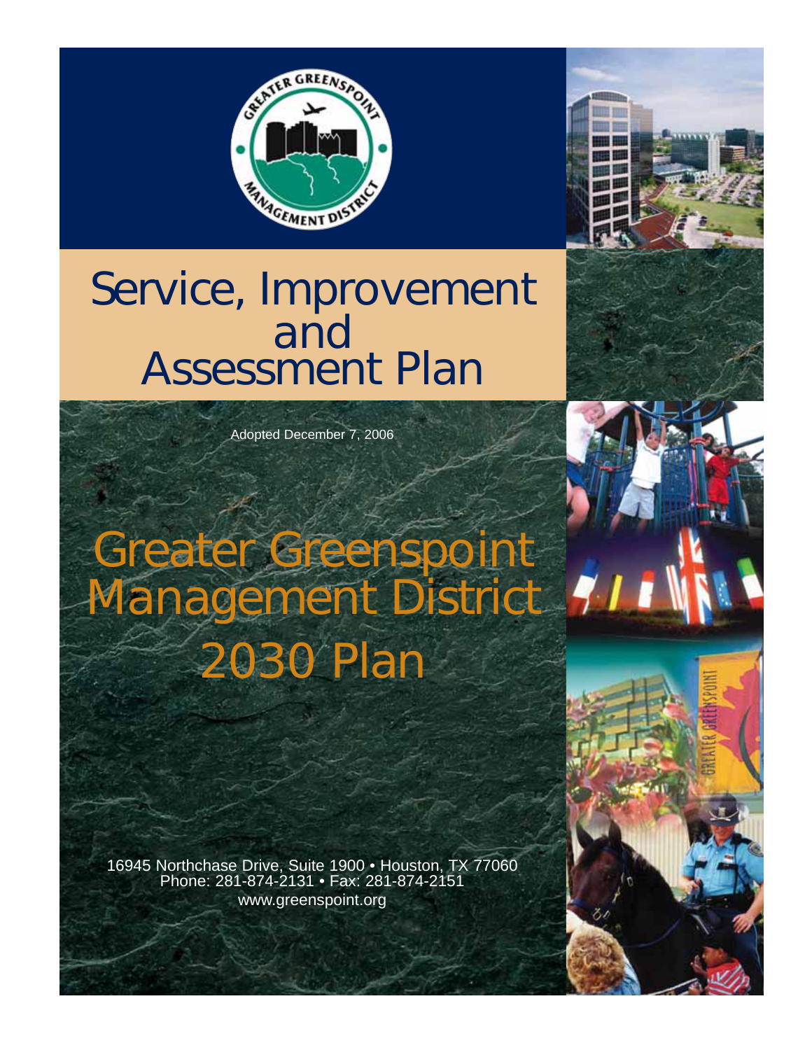# Service, Improvement and Assessment Plan

Adopted December 7, 2006

# Greater Greenspoint Management District 2030 Plan

16945 Northchase Drive, Suite 1900 • Houston, TX 77060
Phone: 281-874-2131 • Fax: 281-874-2151
www.greenspoint.org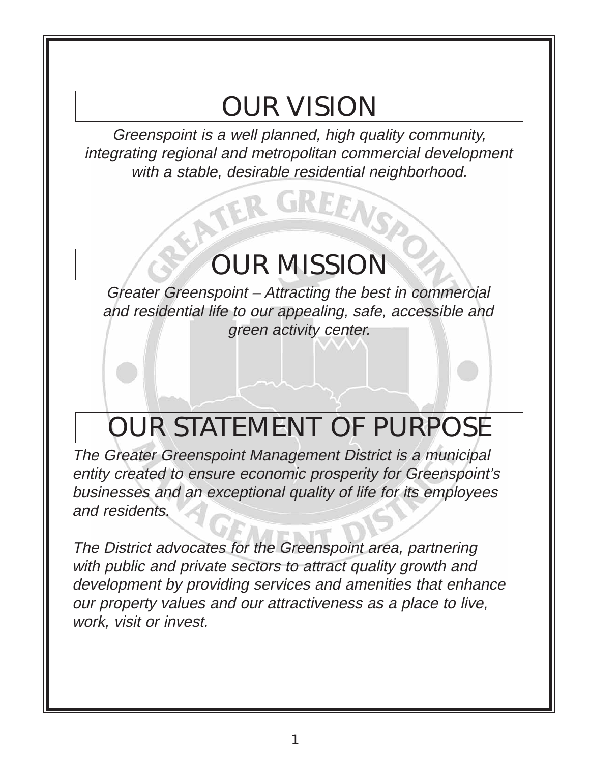# OUR VISION

*Greenspoint is a well planned, high quality community, integrating regional and metropolitan commercial development with a stable, desirable residential neighborhood.*

# OUR MISSION

*Greater Greenspoint – Attracting the best in commercial and residential life to our appealing, safe, accessible and green activity center.*

# OUR STATEMENT OF PURPOSE

*The Greater Greenspoint Management District is a municipal entity created to ensure economic prosperity for Greenspoint's businesses and an exceptional quality of life for its employees and residents.*

*The District advocates for the Greenspoint area, partnering with public and private sectors to attract quality growth and development by providing services and amenities that enhance our property values and our attractiveness as a place to live, work, visit or invest.*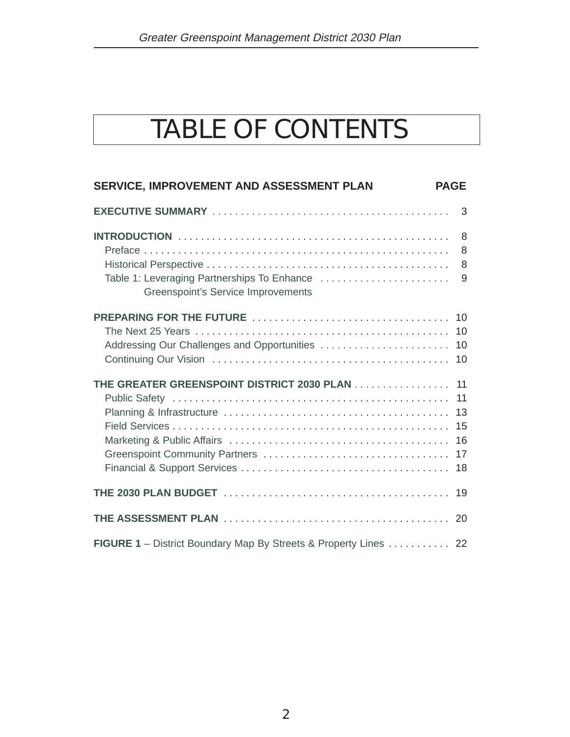# TABLE OF CONTENTS

| SERVICE, IMPROVEMENT AND ASSESSMENT PLAN | PAGE |
|---|---|
| **EXECUTIVE SUMMARY** | 3 |
| **INTRODUCTION** | 8 |
| Preface | 8 |
| Historical Perspective | 8 |
| Table 1: Leveraging Partnerships To Enhance Greenspoint's Service Improvements | 9 |
| **PREPARING FOR THE FUTURE** | 10 |
| The Next 25 Years | 10 |
| Addressing Our Challenges and Opportunities | 10 |
| Continuing Our Vision | 10 |
| **THE GREATER GREENSPOINT DISTRICT 2030 PLAN** | 11 |
| Public Safety | 11 |
| Planning & Infrastructure | 13 |
| Field Services | 15 |
| Marketing & Public Affairs | 16 |
| Greenspoint Community Partners | 17 |
| Financial & Support Services | 18 |
| **THE 2030 PLAN BUDGET** | 19 |
| **THE ASSESSMENT PLAN** | 20 |
| **FIGURE 1** – District Boundary Map By Streets & Property Lines | 22 |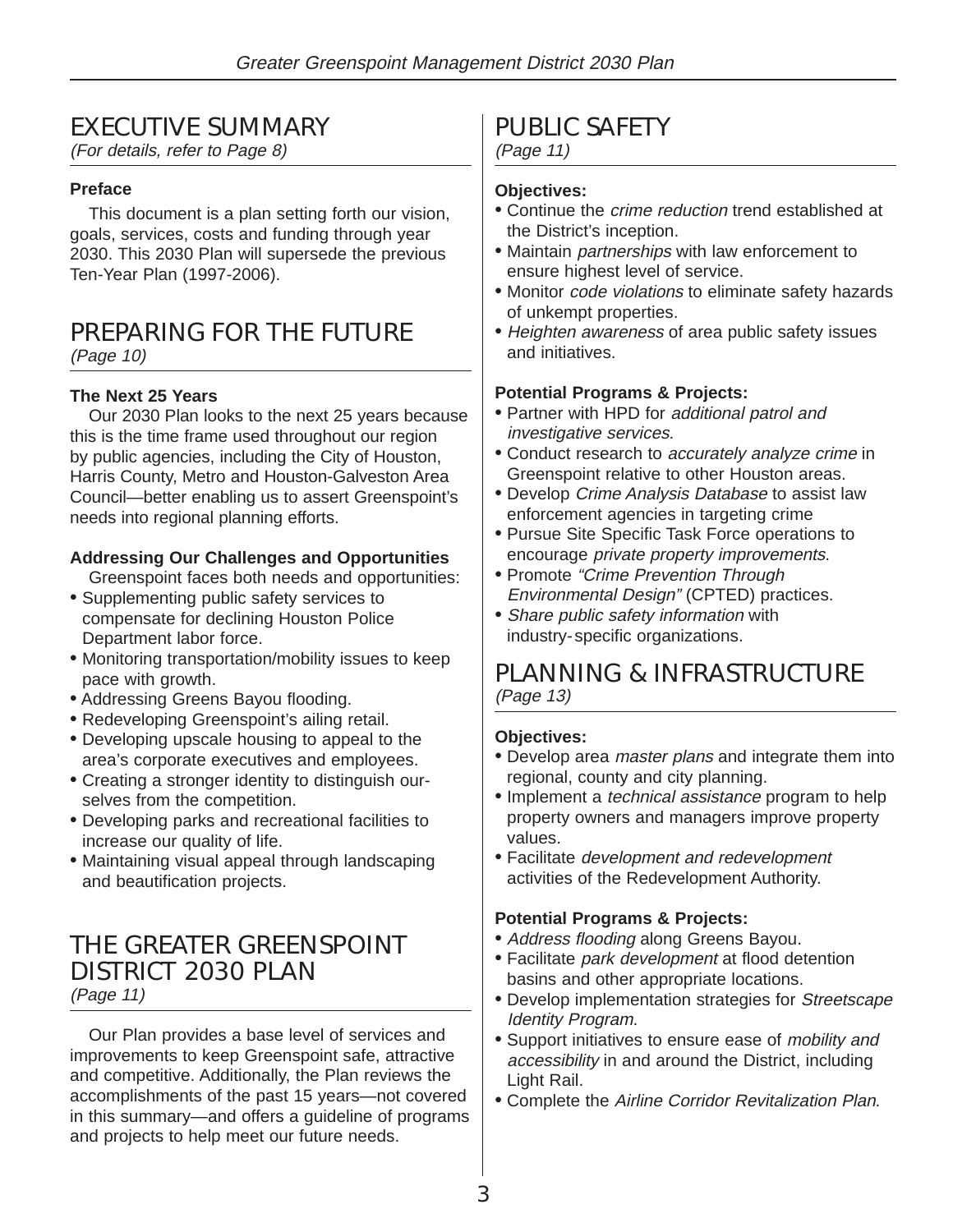# EXECUTIVE SUMMARY

*(For details, refer to Page 8)*

**Preface**

This document is a plan setting forth our vision, goals, services, costs and funding through year 2030. This 2030 Plan will supersede the previous Ten-Year Plan (1997-2006).

# PREPARING FOR THE FUTURE

*(Page 10)*

**The Next 25 Years**

Our 2030 Plan looks to the next 25 years because this is the time frame used throughout our region by public agencies, including the City of Houston, Harris County, Metro and Houston-Galveston Area Council—better enabling us to assert Greenspoint's needs into regional planning efforts.

**Addressing Our Challenges and Opportunities**

Greenspoint faces both needs and opportunities:

- Supplementing public safety services to compensate for declining Houston Police Department labor force.
- Monitoring transportation/mobility issues to keep pace with growth.
- Addressing Greens Bayou flooding.
- Redeveloping Greenspoint's ailing retail.
- Developing upscale housing to appeal to the area's corporate executives and employees.
- Creating a stronger identity to distinguish ourselves from the competition.
- Developing parks and recreational facilities to increase our quality of life.
- Maintaining visual appeal through landscaping and beautification projects.

# THE GREATER GREENSPOINT DISTRICT 2030 PLAN

*(Page 11)*

Our Plan provides a base level of services and improvements to keep Greenspoint safe, attractive and competitive. Additionally, the Plan reviews the accomplishments of the past 15 years—not covered in this summary—and offers a guideline of programs and projects to help meet our future needs.

# PUBLIC SAFETY

*(Page 11)*

**Objectives:**

- Continue the *crime reduction* trend established at the District's inception.
- Maintain *partnerships* with law enforcement to ensure highest level of service.
- Monitor *code violations* to eliminate safety hazards of unkempt properties.
- *Heighten awareness* of area public safety issues and initiatives.

**Potential Programs & Projects:**

- Partner with HPD for *additional patrol and investigative services*.
- Conduct research to *accurately analyze crime* in Greenspoint relative to other Houston areas.
- Develop *Crime Analysis Database* to assist law enforcement agencies in targeting crime
- Pursue Site Specific Task Force operations to encourage *private property improvements*.
- Promote *"Crime Prevention Through Environmental Design"* (CPTED) practices.
- *Share public safety information* with industry-specific organizations.

# PLANNING & INFRASTRUCTURE

*(Page 13)*

**Objectives:**

- Develop area *master plans* and integrate them into regional, county and city planning.
- Implement a *technical assistance* program to help property owners and managers improve property values.
- Facilitate *development and redevelopment* activities of the Redevelopment Authority.

**Potential Programs & Projects:**

- *Address flooding* along Greens Bayou.
- Facilitate *park development* at flood detention basins and other appropriate locations.
- Develop implementation strategies for *Streetscape Identity Program*.
- Support initiatives to ensure ease of *mobility and accessibility* in and around the District, including Light Rail.
- Complete the *Airline Corridor Revitalization Plan*.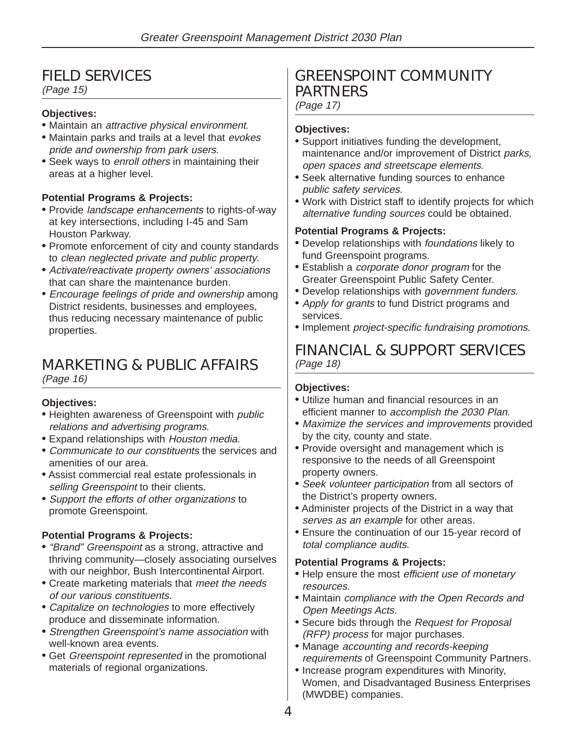## FIELD SERVICES

*(Page 15)*

**Objectives:**

- Maintain an *attractive physical environment*.
- Maintain parks and trails at a level that *evokes pride and ownership from park users*.
- Seek ways to *enroll others* in maintaining their areas at a higher level.

**Potential Programs & Projects:**

- Provide *landscape enhancements* to rights-of-way at key intersections, including I-45 and Sam Houston Parkway.
- Promote enforcement of city and county standards to *clean neglected private and public property*.
- *Activate/reactivate property owners' associations* that can share the maintenance burden.
- *Encourage feelings of pride and ownership* among District residents, businesses and employees, thus reducing necessary maintenance of public properties.

## MARKETING & PUBLIC AFFAIRS

*(Page 16)*

**Objectives:**

- Heighten awareness of Greenspoint with *public relations and advertising programs*.
- Expand relationships with *Houston media*.
- *Communicate to our constituents* the services and amenities of our area.
- Assist commercial real estate professionals in *selling Greenspoint* to their clients.
- *Support the efforts of other organizations* to promote Greenspoint.

**Potential Programs & Projects:**

- *"Brand" Greenspoint* as a strong, attractive and thriving community—closely associating ourselves with our neighbor, Bush Intercontinental Airport.
- Create marketing materials that *meet the needs of our various constituents*.
- *Capitalize on technologies* to more effectively produce and disseminate information.
- *Strengthen Greenspoint's name association* with well-known area events.
- Get *Greenspoint represented* in the promotional materials of regional organizations.

## GREENSPOINT COMMUNITY PARTNERS

*(Page 17)*

**Objectives:**

- Support initiatives funding the development, maintenance and/or improvement of District *parks, open spaces and streetscape elements*.
- Seek alternative funding sources to enhance *public safety services*.
- Work with District staff to identify projects for which *alternative funding sources* could be obtained.

**Potential Programs & Projects:**

- Develop relationships with *foundations* likely to fund Greenspoint programs.
- Establish a *corporate donor program* for the Greater Greenspoint Public Safety Center.
- Develop relationships with *government funders*.
- *Apply for grants* to fund District programs and services.
- Implement *project-specific fundraising promotions*.

## FINANCIAL & SUPPORT SERVICES

*(Page 18)*

**Objectives:**

- Utilize human and financial resources in an efficient manner to *accomplish the 2030 Plan*.
- *Maximize the services and improvements* provided by the city, county and state.
- Provide oversight and management which is responsive to the needs of all Greenspoint property owners.
- *Seek volunteer participation* from all sectors of the District's property owners.
- Administer projects of the District in a way that *serves as an example* for other areas.
- Ensure the continuation of our 15-year record of *total compliance audits*.

**Potential Programs & Projects:**

- Help ensure the most *efficient use of monetary resources*.
- Maintain *compliance with the Open Records and Open Meetings Acts*.
- Secure bids through the *Request for Proposal (RFP) process* for major purchases.
- Manage *accounting and records-keeping requirements* of Greenspoint Community Partners.
- Increase program expenditures with Minority, Women, and Disadvantaged Business Enterprises (MWDBE) companies.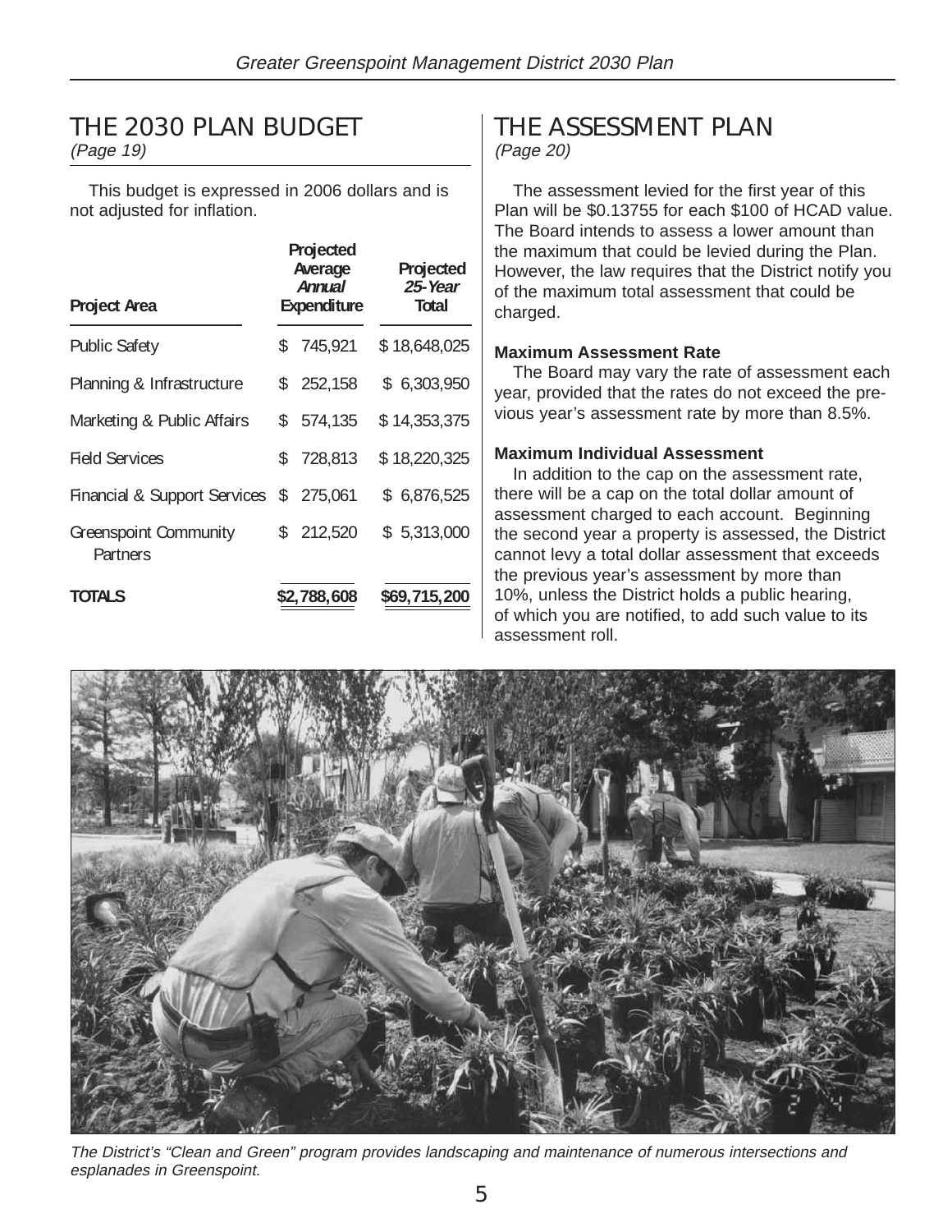## THE 2030 PLAN BUDGET

*(Page 19)*

This budget is expressed in 2006 dollars and is not adjusted for inflation.

| Project Area | Projected Average *Annual* Expenditure | Projected *25-Year* Total |
|---|---|---|
| Public Safety | $ 745,921 | $ 18,648,025 |
| Planning & Infrastructure | $ 252,158 | $ 6,303,950 |
| Marketing & Public Affairs | $ 574,135 | $ 14,353,375 |
| Field Services | $ 728,813 | $ 18,220,325 |
| Financial & Support Services | $ 275,061 | $ 6,876,525 |
| Greenspoint Community Partners | $ 212,520 | $ 5,313,000 |
| **TOTALS** | **$2,788,608** | **$69,715,200** |

## THE ASSESSMENT PLAN

*(Page 20)*

The assessment levied for the first year of this Plan will be $0.13755 for each $100 of HCAD value. The Board intends to assess a lower amount than the maximum that could be levied during the Plan. However, the law requires that the District notify you of the maximum total assessment that could be charged.

**Maximum Assessment Rate**

The Board may vary the rate of assessment each year, provided that the rates do not exceed the previous year's assessment rate by more than 8.5%.

**Maximum Individual Assessment**

In addition to the cap on the assessment rate, there will be a cap on the total dollar amount of assessment charged to each account. Beginning the second year a property is assessed, the District cannot levy a total dollar assessment that exceeds the previous year's assessment by more than 10%, unless the District holds a public hearing, of which you are notified, to add such value to its assessment roll.

*The District's "Clean and Green" program provides landscaping and maintenance of numerous intersections and esplanades in Greenspoint.*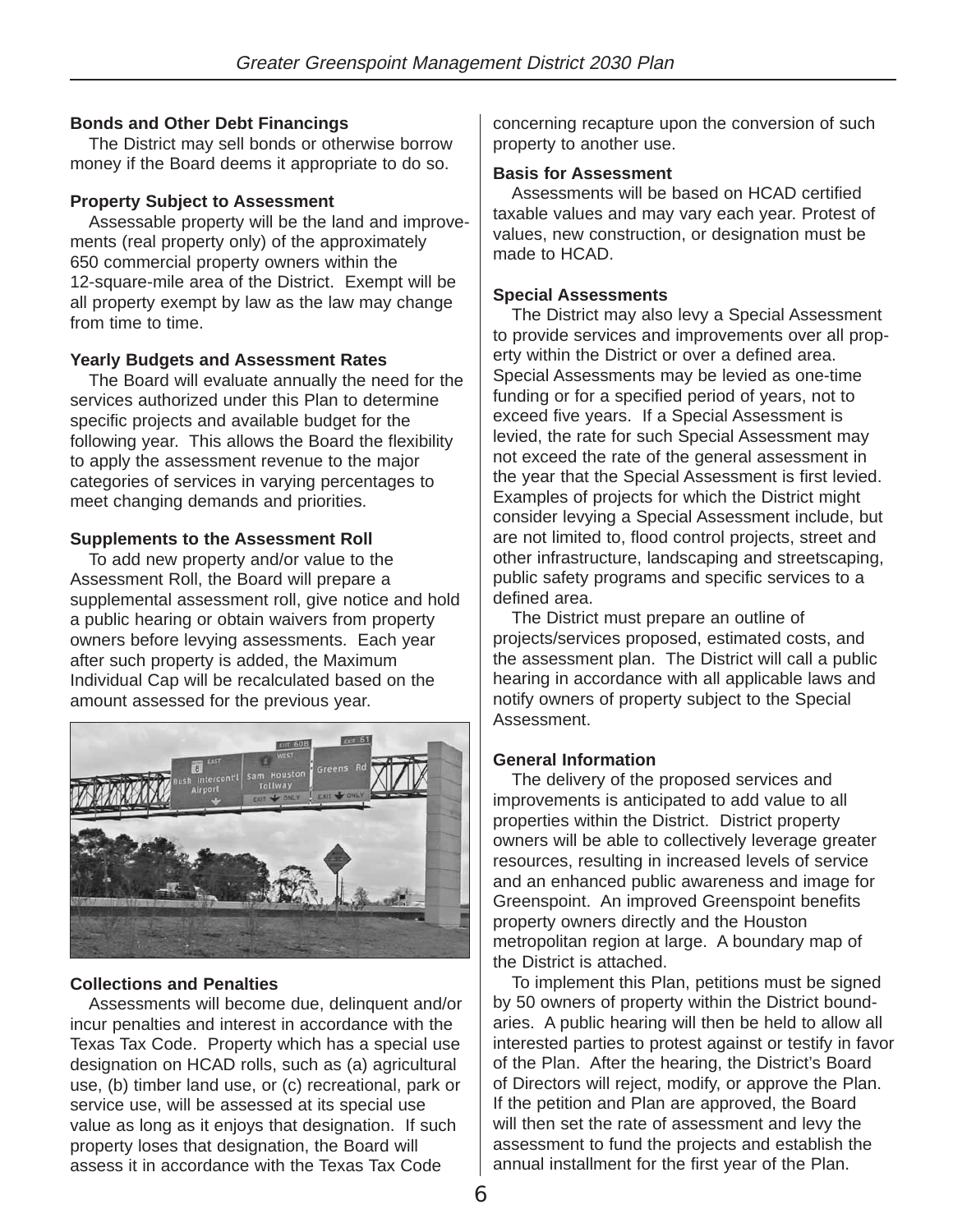**Bonds and Other Debt Financings**

The District may sell bonds or otherwise borrow money if the Board deems it appropriate to do so.

**Property Subject to Assessment**

Assessable property will be the land and improvements (real property only) of the approximately 650 commercial property owners within the 12-square-mile area of the District. Exempt will be all property exempt by law as the law may change from time to time.

**Yearly Budgets and Assessment Rates**

The Board will evaluate annually the need for the services authorized under this Plan to determine specific projects and available budget for the following year. This allows the Board the flexibility to apply the assessment revenue to the major categories of services in varying percentages to meet changing demands and priorities.

**Supplements to the Assessment Roll**

To add new property and/or value to the Assessment Roll, the Board will prepare a supplemental assessment roll, give notice and hold a public hearing or obtain waivers from property owners before levying assessments. Each year after such property is added, the Maximum Individual Cap will be recalculated based on the amount assessed for the previous year.

**Collections and Penalties**

Assessments will become due, delinquent and/or incur penalties and interest in accordance with the Texas Tax Code. Property which has a special use designation on HCAD rolls, such as (a) agricultural use, (b) timber land use, or (c) recreational, park or service use, will be assessed at its special use value as long as it enjoys that designation. If such property loses that designation, the Board will assess it in accordance with the Texas Tax Code concerning recapture upon the conversion of such property to another use.

**Basis for Assessment**

Assessments will be based on HCAD certified taxable values and may vary each year. Protest of values, new construction, or designation must be made to HCAD.

**Special Assessments**

The District may also levy a Special Assessment to provide services and improvements over all property within the District or over a defined area. Special Assessments may be levied as one-time funding or for a specified period of years, not to exceed five years. If a Special Assessment is levied, the rate for such Special Assessment may not exceed the rate of the general assessment in the year that the Special Assessment is first levied. Examples of projects for which the District might consider levying a Special Assessment include, but are not limited to, flood control projects, street and other infrastructure, landscaping and streetscaping, public safety programs and specific services to a defined area.

The District must prepare an outline of projects/services proposed, estimated costs, and the assessment plan. The District will call a public hearing in accordance with all applicable laws and notify owners of property subject to the Special Assessment.

**General Information**

The delivery of the proposed services and improvements is anticipated to add value to all properties within the District. District property owners will be able to collectively leverage greater resources, resulting in increased levels of service and an enhanced public awareness and image for Greenspoint. An improved Greenspoint benefits property owners directly and the Houston metropolitan region at large. A boundary map of the District is attached.

To implement this Plan, petitions must be signed by 50 owners of property within the District boundaries. A public hearing will then be held to allow all interested parties to protest against or testify in favor of the Plan. After the hearing, the District's Board of Directors will reject, modify, or approve the Plan. If the petition and Plan are approved, the Board will then set the rate of assessment and levy the assessment to fund the projects and establish the annual installment for the first year of the Plan.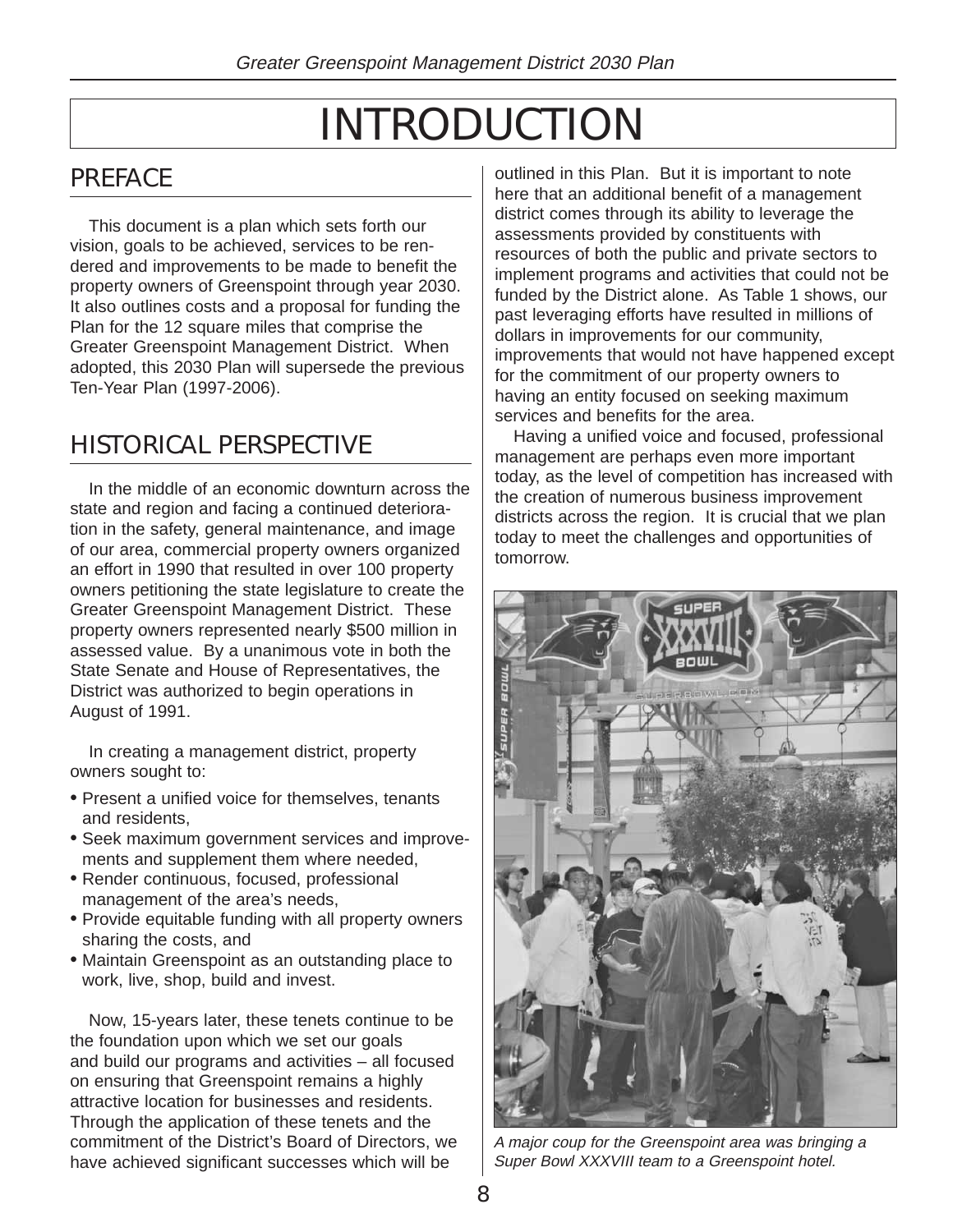# INTRODUCTION

## PREFACE

This document is a plan which sets forth our vision, goals to be achieved, services to be rendered and improvements to be made to benefit the property owners of Greenspoint through year 2030. It also outlines costs and a proposal for funding the Plan for the 12 square miles that comprise the Greater Greenspoint Management District. When adopted, this 2030 Plan will supersede the previous Ten-Year Plan (1997-2006).

## HISTORICAL PERSPECTIVE

In the middle of an economic downturn across the state and region and facing a continued deterioration in the safety, general maintenance, and image of our area, commercial property owners organized an effort in 1990 that resulted in over 100 property owners petitioning the state legislature to create the Greater Greenspoint Management District. These property owners represented nearly $500 million in assessed value. By a unanimous vote in both the State Senate and House of Representatives, the District was authorized to begin operations in August of 1991.

In creating a management district, property owners sought to:

- Present a unified voice for themselves, tenants and residents,
- Seek maximum government services and improvements and supplement them where needed,
- Render continuous, focused, professional management of the area's needs,
- Provide equitable funding with all property owners sharing the costs, and
- Maintain Greenspoint as an outstanding place to work, live, shop, build and invest.

Now, 15-years later, these tenets continue to be the foundation upon which we set our goals and build our programs and activities – all focused on ensuring that Greenspoint remains a highly attractive location for businesses and residents. Through the application of these tenets and the commitment of the District's Board of Directors, we have achieved significant successes which will be outlined in this Plan. But it is important to note here that an additional benefit of a management district comes through its ability to leverage the assessments provided by constituents with resources of both the public and private sectors to implement programs and activities that could not be funded by the District alone. As Table 1 shows, our past leveraging efforts have resulted in millions of dollars in improvements for our community, improvements that would not have happened except for the commitment of our property owners to having an entity focused on seeking maximum services and benefits for the area.

Having a unified voice and focused, professional management are perhaps even more important today, as the level of competition has increased with the creation of numerous business improvement districts across the region. It is crucial that we plan today to meet the challenges and opportunities of tomorrow.

*A major coup for the Greenspoint area was bringing a Super Bowl XXXVIII team to a Greenspoint hotel.*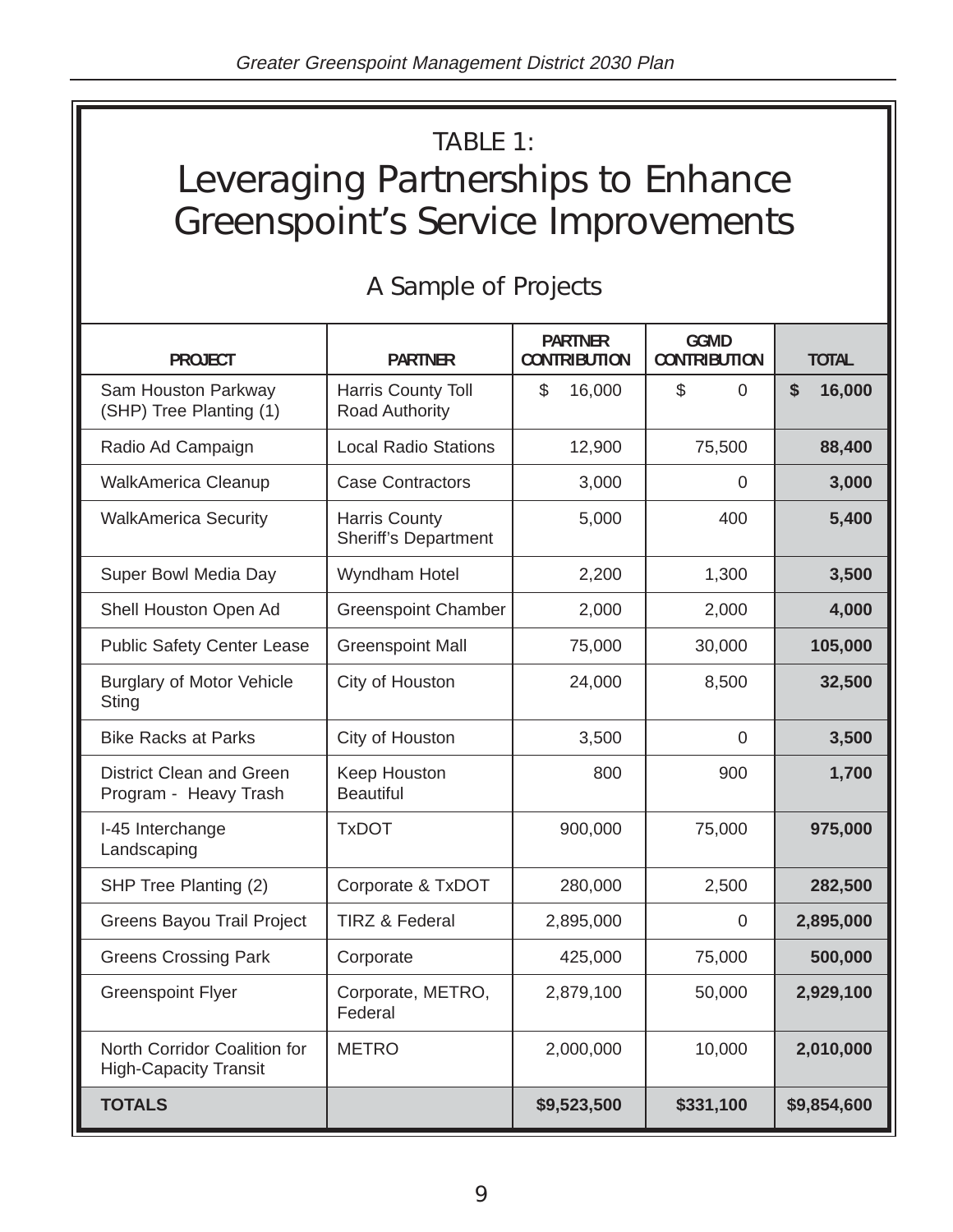# TABLE 1:

# Leveraging Partnerships to Enhance Greenspoint's Service Improvements

## A Sample of Projects

| PROJECT | PARTNER | PARTNER CONTRIBUTION | GGMD CONTRIBUTION | TOTAL |
|---|---|---|---|---|
| Sam Houston Parkway (SHP) Tree Planting (1) | Harris County Toll Road Authority | $ 16,000 | $ 0 | **$ 16,000** |
| Radio Ad Campaign | Local Radio Stations | 12,900 | 75,500 | **88,400** |
| WalkAmerica Cleanup | Case Contractors | 3,000 | 0 | **3,000** |
| WalkAmerica Security | Harris County Sheriff's Department | 5,000 | 400 | **5,400** |
| Super Bowl Media Day | Wyndham Hotel | 2,200 | 1,300 | **3,500** |
| Shell Houston Open Ad | Greenspoint Chamber | 2,000 | 2,000 | **4,000** |
| Public Safety Center Lease | Greenspoint Mall | 75,000 | 30,000 | **105,000** |
| Burglary of Motor Vehicle Sting | City of Houston | 24,000 | 8,500 | **32,500** |
| Bike Racks at Parks | City of Houston | 3,500 | 0 | **3,500** |
| District Clean and Green Program - Heavy Trash | Keep Houston Beautiful | 800 | 900 | **1,700** |
| I-45 Interchange Landscaping | TxDOT | 900,000 | 75,000 | **975,000** |
| SHP Tree Planting (2) | Corporate & TxDOT | 280,000 | 2,500 | **282,500** |
| Greens Bayou Trail Project | TIRZ & Federal | 2,895,000 | 0 | **2,895,000** |
| Greens Crossing Park | Corporate | 425,000 | 75,000 | **500,000** |
| Greenspoint Flyer | Corporate, METRO, Federal | 2,879,100 | 50,000 | **2,929,100** |
| North Corridor Coalition for High-Capacity Transit | METRO | 2,000,000 | 10,000 | **2,010,000** |
| **TOTALS** | | **$9,523,500** | **$331,100** | **$9,854,600** |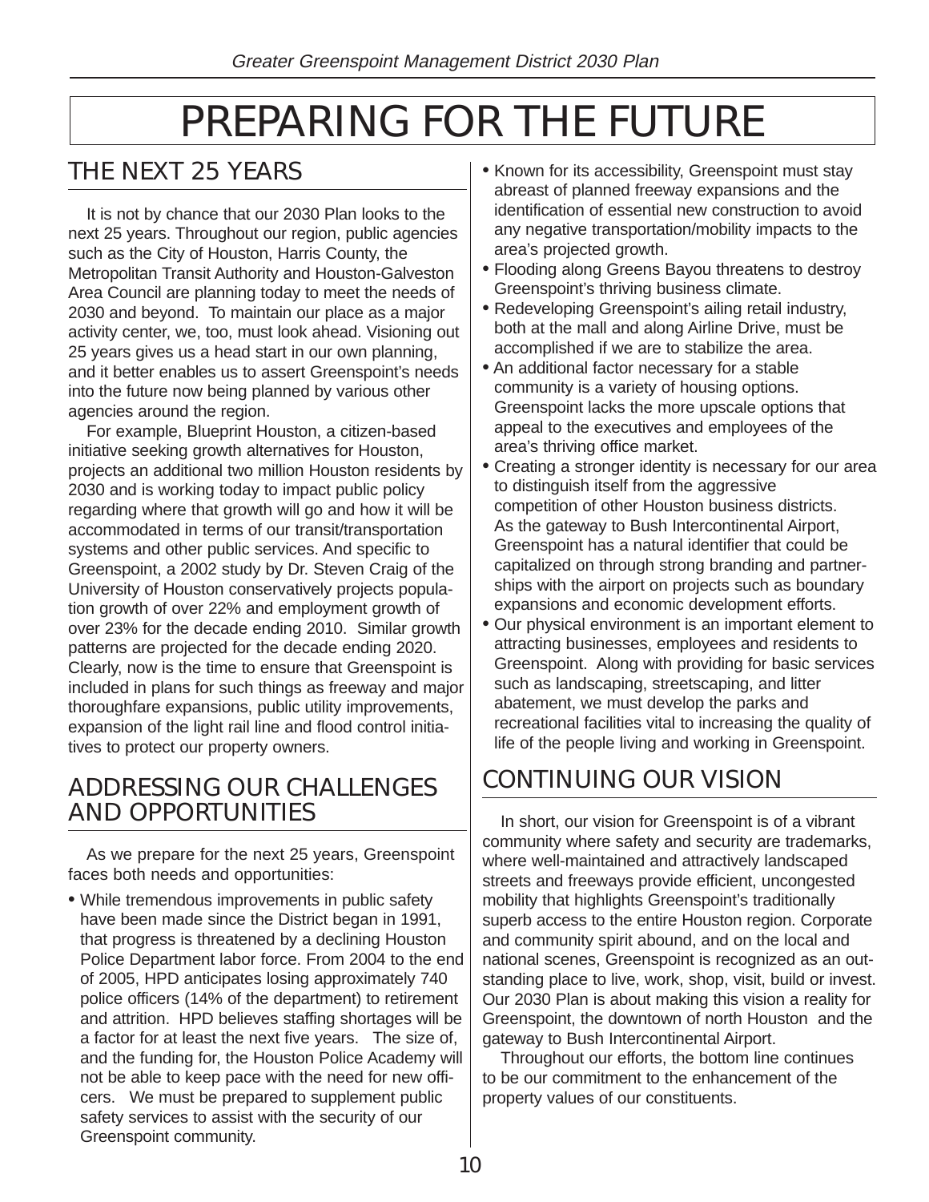# PREPARING FOR THE FUTURE

## THE NEXT 25 YEARS

It is not by chance that our 2030 Plan looks to the next 25 years. Throughout our region, public agencies such as the City of Houston, Harris County, the Metropolitan Transit Authority and Houston-Galveston Area Council are planning today to meet the needs of 2030 and beyond. To maintain our place as a major activity center, we, too, must look ahead. Visioning out 25 years gives us a head start in our own planning, and it better enables us to assert Greenspoint's needs into the future now being planned by various other agencies around the region.

For example, Blueprint Houston, a citizen-based initiative seeking growth alternatives for Houston, projects an additional two million Houston residents by 2030 and is working today to impact public policy regarding where that growth will go and how it will be accommodated in terms of our transit/transportation systems and other public services. And specific to Greenspoint, a 2002 study by Dr. Steven Craig of the University of Houston conservatively projects population growth of over 22% and employment growth of over 23% for the decade ending 2010. Similar growth patterns are projected for the decade ending 2020. Clearly, now is the time to ensure that Greenspoint is included in plans for such things as freeway and major thoroughfare expansions, public utility improvements, expansion of the light rail line and flood control initiatives to protect our property owners.

## ADDRESSING OUR CHALLENGES AND OPPORTUNITIES

As we prepare for the next 25 years, Greenspoint faces both needs and opportunities:

- While tremendous improvements in public safety have been made since the District began in 1991, that progress is threatened by a declining Houston Police Department labor force. From 2004 to the end of 2005, HPD anticipates losing approximately 740 police officers (14% of the department) to retirement and attrition. HPD believes staffing shortages will be a factor for at least the next five years. The size of, and the funding for, the Houston Police Academy will not be able to keep pace with the need for new officers. We must be prepared to supplement public safety services to assist with the security of our Greenspoint community.
- Known for its accessibility, Greenspoint must stay abreast of planned freeway expansions and the identification of essential new construction to avoid any negative transportation/mobility impacts to the area's projected growth.
- Flooding along Greens Bayou threatens to destroy Greenspoint's thriving business climate.
- Redeveloping Greenspoint's ailing retail industry, both at the mall and along Airline Drive, must be accomplished if we are to stabilize the area.
- An additional factor necessary for a stable community is a variety of housing options. Greenspoint lacks the more upscale options that appeal to the executives and employees of the area's thriving office market.
- Creating a stronger identity is necessary for our area to distinguish itself from the aggressive competition of other Houston business districts. As the gateway to Bush Intercontinental Airport, Greenspoint has a natural identifier that could be capitalized on through strong branding and partnerships with the airport on projects such as boundary expansions and economic development efforts.
- Our physical environment is an important element to attracting businesses, employees and residents to Greenspoint. Along with providing for basic services such as landscaping, streetscaping, and litter abatement, we must develop the parks and recreational facilities vital to increasing the quality of life of the people living and working in Greenspoint.

## CONTINUING OUR VISION

In short, our vision for Greenspoint is of a vibrant community where safety and security are trademarks, where well-maintained and attractively landscaped streets and freeways provide efficient, uncongested mobility that highlights Greenspoint's traditionally superb access to the entire Houston region. Corporate and community spirit abound, and on the local and national scenes, Greenspoint is recognized as an outstanding place to live, work, shop, visit, build or invest. Our 2030 Plan is about making this vision a reality for Greenspoint, the downtown of north Houston and the gateway to Bush Intercontinental Airport.

Throughout our efforts, the bottom line continues to be our commitment to the enhancement of the property values of our constituents.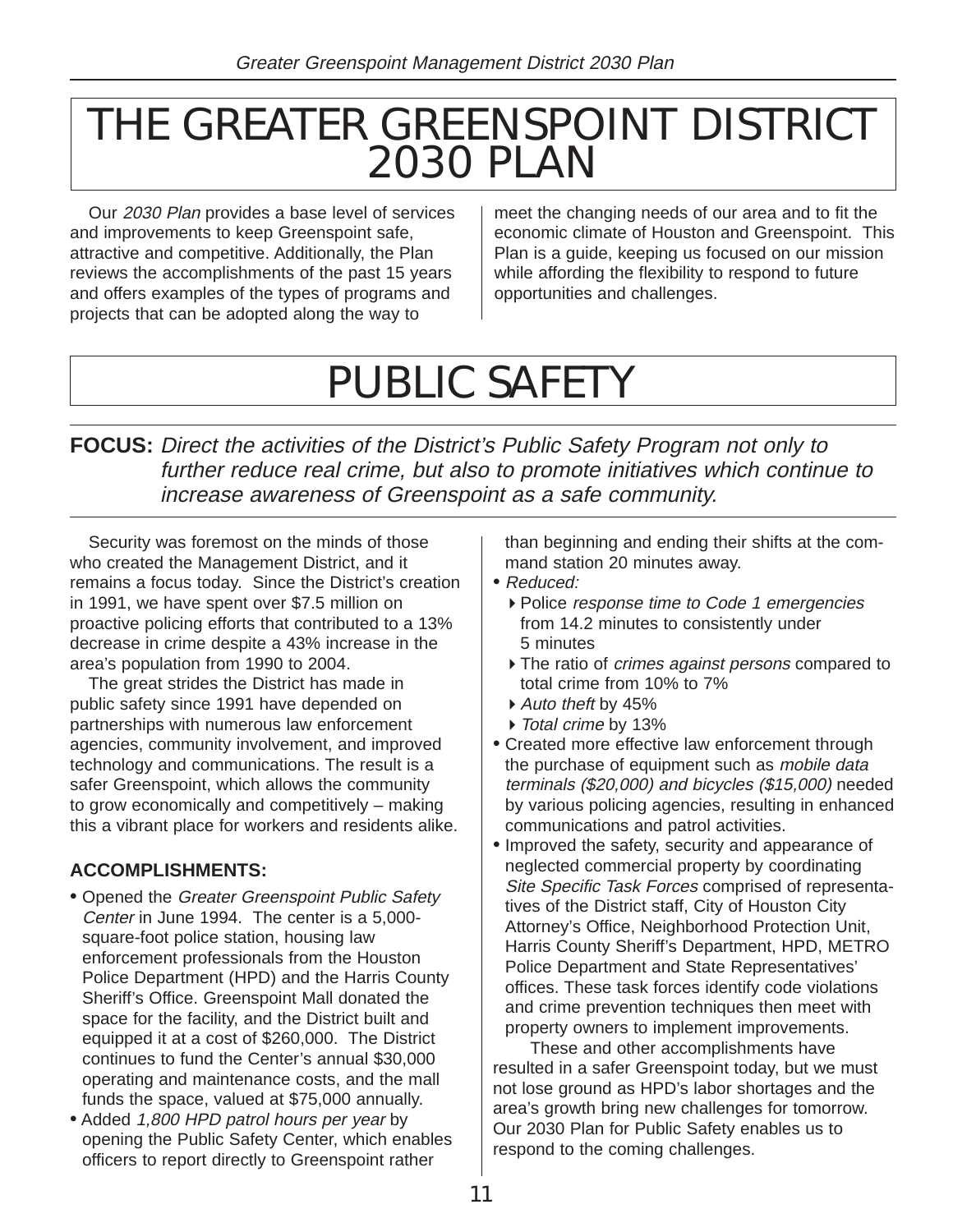# THE GREATER GREENSPOINT DISTRICT 2030 PLAN

Our *2030 Plan* provides a base level of services and improvements to keep Greenspoint safe, attractive and competitive. Additionally, the Plan reviews the accomplishments of the past 15 years and offers examples of the types of programs and projects that can be adopted along the way to meet the changing needs of our area and to fit the economic climate of Houston and Greenspoint. This Plan is a guide, keeping us focused on our mission while affording the flexibility to respond to future opportunities and challenges.

# PUBLIC SAFETY

**FOCUS:** *Direct the activities of the District's Public Safety Program not only to further reduce real crime, but also to promote initiatives which continue to increase awareness of Greenspoint as a safe community.*

Security was foremost on the minds of those who created the Management District, and it remains a focus today. Since the District's creation in 1991, we have spent over $7.5 million on proactive policing efforts that contributed to a 13% decrease in crime despite a 43% increase in the area's population from 1990 to 2004.

The great strides the District has made in public safety since 1991 have depended on partnerships with numerous law enforcement agencies, community involvement, and improved technology and communications. The result is a safer Greenspoint, which allows the community to grow economically and competitively – making this a vibrant place for workers and residents alike.

### ACCOMPLISHMENTS:

- Opened the *Greater Greenspoint Public Safety Center* in June 1994. The center is a 5,000-square-foot police station, housing law enforcement professionals from the Houston Police Department (HPD) and the Harris County Sheriff's Office. Greenspoint Mall donated the space for the facility, and the District built and equipped it at a cost of $260,000. The District continues to fund the Center's annual $30,000 operating and maintenance costs, and the mall funds the space, valued at $75,000 annually.
- Added *1,800 HPD patrol hours per year* by opening the Public Safety Center, which enables officers to report directly to Greenspoint rather than beginning and ending their shifts at the command station 20 minutes away.
- *Reduced:*
  - Police *response time to Code 1 emergencies* from 14.2 minutes to consistently under 5 minutes
  - The ratio of *crimes against persons* compared to total crime from 10% to 7%
  - *Auto theft* by 45%
  - *Total crime* by 13%
- Created more effective law enforcement through the purchase of equipment such as *mobile data terminals ($20,000) and bicycles ($15,000)* needed by various policing agencies, resulting in enhanced communications and patrol activities.
- Improved the safety, security and appearance of neglected commercial property by coordinating *Site Specific Task Forces* comprised of representatives of the District staff, City of Houston City Attorney's Office, Neighborhood Protection Unit, Harris County Sheriff's Department, HPD, METRO Police Department and State Representatives' offices. These task forces identify code violations and crime prevention techniques then meet with property owners to implement improvements.

These and other accomplishments have resulted in a safer Greenspoint today, but we must not lose ground as HPD's labor shortages and the area's growth bring new challenges for tomorrow. Our 2030 Plan for Public Safety enables us to respond to the coming challenges.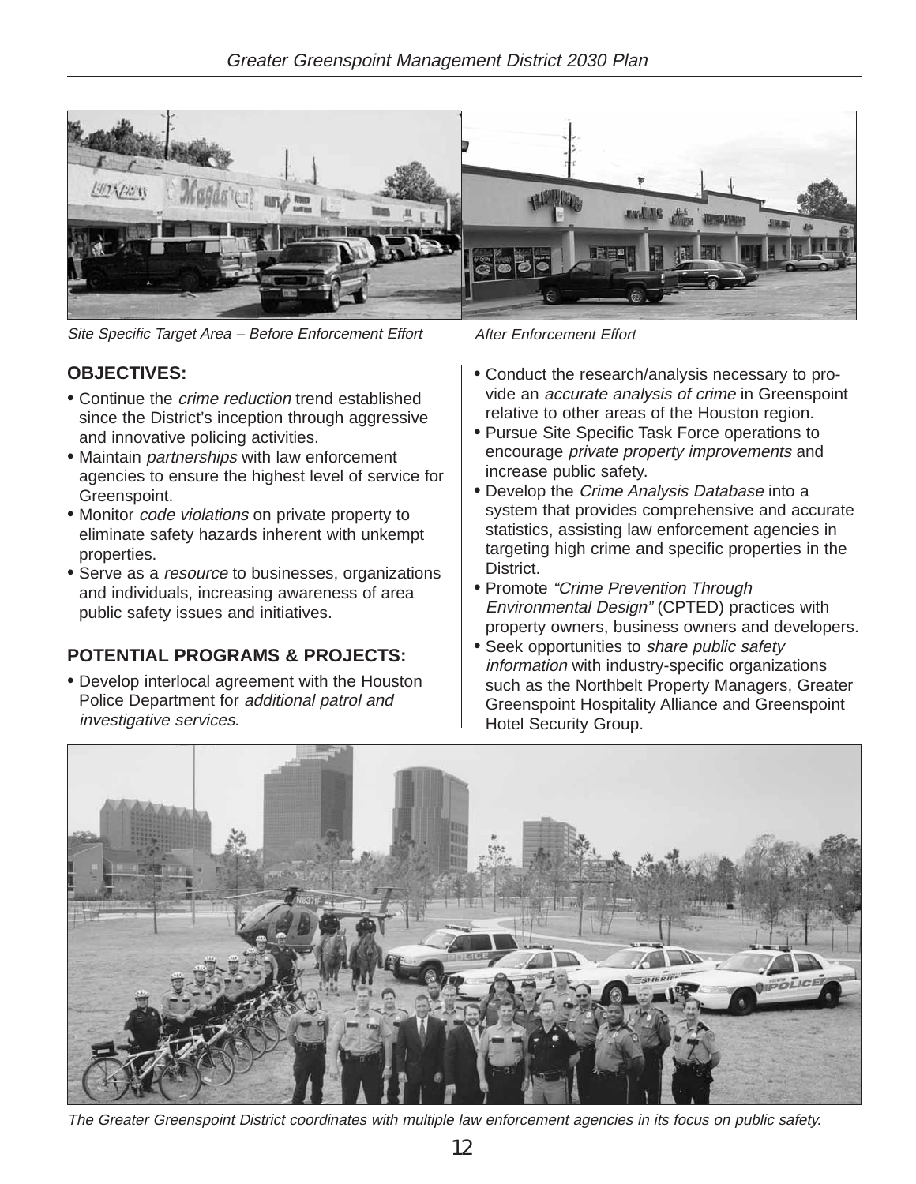Site Specific Target Area – Before Enforcement Effort

After Enforcement Effort

## OBJECTIVES:

- Continue the *crime reduction* trend established since the District's inception through aggressive and innovative policing activities.
- Maintain *partnerships* with law enforcement agencies to ensure the highest level of service for Greenspoint.
- Monitor *code violations* on private property to eliminate safety hazards inherent with unkempt properties.
- Serve as a *resource* to businesses, organizations and individuals, increasing awareness of area public safety issues and initiatives.

## POTENTIAL PROGRAMS & PROJECTS:

- Develop interlocal agreement with the Houston Police Department for *additional patrol and investigative services*.
- Conduct the research/analysis necessary to provide an *accurate analysis of crime* in Greenspoint relative to other areas of the Houston region.
- Pursue Site Specific Task Force operations to encourage *private property improvements* and increase public safety.
- Develop the *Crime Analysis Database* into a system that provides comprehensive and accurate statistics, assisting law enforcement agencies in targeting high crime and specific properties in the District.
- Promote *"Crime Prevention Through Environmental Design"* (CPTED) practices with property owners, business owners and developers.
- Seek opportunities to *share public safety information* with industry-specific organizations such as the Northbelt Property Managers, Greater Greenspoint Hospitality Alliance and Greenspoint Hotel Security Group.

*The Greater Greenspoint District coordinates with multiple law enforcement agencies in its focus on public safety.*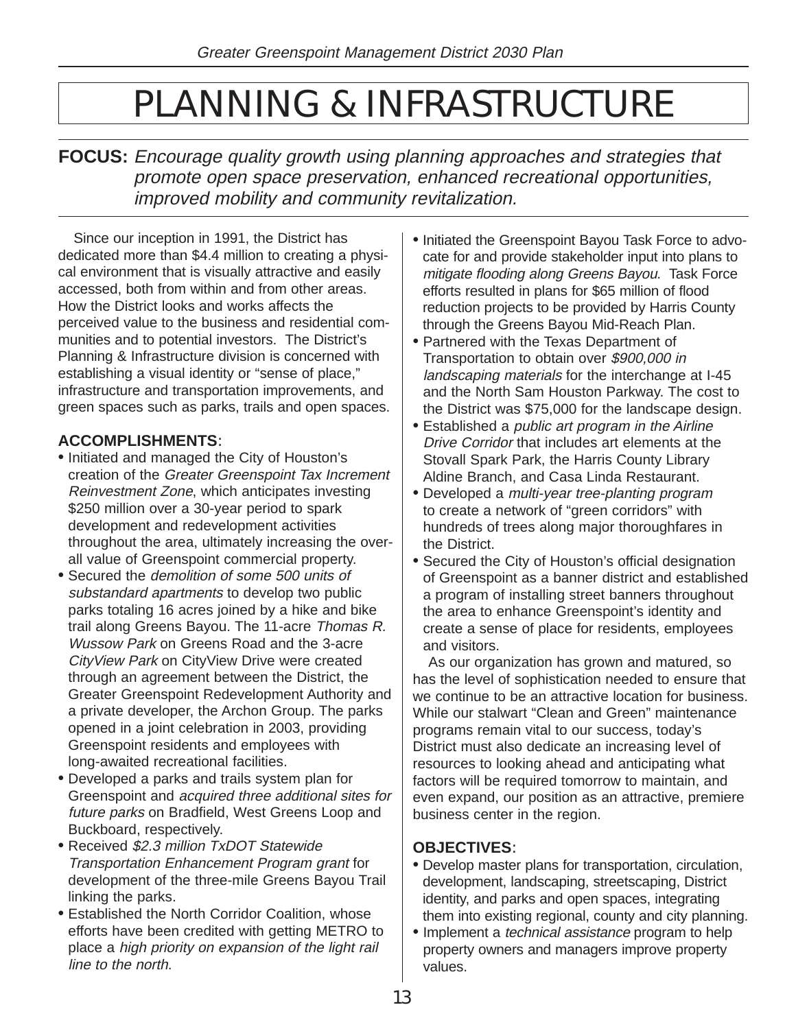# PLANNING & INFRASTRUCTURE

**FOCUS:** *Encourage quality growth using planning approaches and strategies that promote open space preservation, enhanced recreational opportunities, improved mobility and community revitalization.*

Since our inception in 1991, the District has dedicated more than $4.4 million to creating a physical environment that is visually attractive and easily accessed, both from within and from other areas. How the District looks and works affects the perceived value to the business and residential communities and to potential investors. The District's Planning & Infrastructure division is concerned with establishing a visual identity or "sense of place," infrastructure and transportation improvements, and green spaces such as parks, trails and open spaces.

**ACCOMPLISHMENTS:**

- Initiated and managed the City of Houston's creation of the *Greater Greenspoint Tax Increment Reinvestment Zone*, which anticipates investing $250 million over a 30-year period to spark development and redevelopment activities throughout the area, ultimately increasing the overall value of Greenspoint commercial property.
- Secured the *demolition of some 500 units of substandard apartments* to develop two public parks totaling 16 acres joined by a hike and bike trail along Greens Bayou. The 11-acre *Thomas R. Wussow Park* on Greens Road and the 3-acre *CityView Park* on CityView Drive were created through an agreement between the District, the Greater Greenspoint Redevelopment Authority and a private developer, the Archon Group. The parks opened in a joint celebration in 2003, providing Greenspoint residents and employees with long-awaited recreational facilities.
- Developed a parks and trails system plan for Greenspoint and *acquired three additional sites for future parks* on Bradfield, West Greens Loop and Buckboard, respectively.
- Received *$2.3 million TxDOT Statewide Transportation Enhancement Program grant* for development of the three-mile Greens Bayou Trail linking the parks.
- Established the North Corridor Coalition, whose efforts have been credited with getting METRO to place a *high priority on expansion of the light rail line to the north.*
- Initiated the Greenspoint Bayou Task Force to advocate for and provide stakeholder input into plans to *mitigate flooding along Greens Bayou.* Task Force efforts resulted in plans for $65 million of flood reduction projects to be provided by Harris County through the Greens Bayou Mid-Reach Plan.
- Partnered with the Texas Department of Transportation to obtain over *$900,000 in landscaping materials* for the interchange at I-45 and the North Sam Houston Parkway. The cost to the District was $75,000 for the landscape design.
- Established a *public art program in the Airline Drive Corridor* that includes art elements at the Stovall Spark Park, the Harris County Library Aldine Branch, and Casa Linda Restaurant.
- Developed a *multi-year tree-planting program* to create a network of "green corridors" with hundreds of trees along major thoroughfares in the District.
- Secured the City of Houston's official designation of Greenspoint as a banner district and established a program of installing street banners throughout the area to enhance Greenspoint's identity and create a sense of place for residents, employees and visitors.

As our organization has grown and matured, so has the level of sophistication needed to ensure that we continue to be an attractive location for business. While our stalwart "Clean and Green" maintenance programs remain vital to our success, today's District must also dedicate an increasing level of resources to looking ahead and anticipating what factors will be required tomorrow to maintain, and even expand, our position as an attractive, premiere business center in the region.

**OBJECTIVES:**

- Develop master plans for transportation, circulation, development, landscaping, streetscaping, District identity, and parks and open spaces, integrating them into existing regional, county and city planning.
- Implement a *technical assistance* program to help property owners and managers improve property values.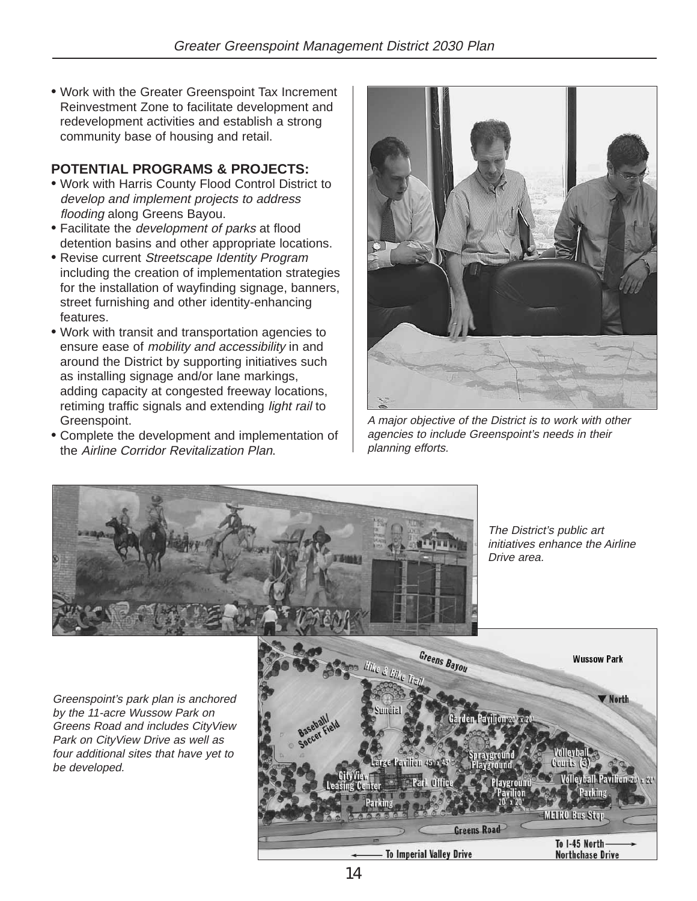- Work with the Greater Greenspoint Tax Increment Reinvestment Zone to facilitate development and redevelopment activities and establish a strong community base of housing and retail.

**POTENTIAL PROGRAMS & PROJECTS:**

- Work with Harris County Flood Control District to *develop and implement projects to address flooding* along Greens Bayou.
- Facilitate the *development of parks* at flood detention basins and other appropriate locations.
- Revise current *Streetscape Identity Program* including the creation of implementation strategies for the installation of wayfinding signage, banners, street furnishing and other identity-enhancing features.
- Work with transit and transportation agencies to ensure ease of *mobility and accessibility* in and around the District by supporting initiatives such as installing signage and/or lane markings, adding capacity at congested freeway locations, retiming traffic signals and extending *light rail* to Greenspoint.
- Complete the development and implementation of the *Airline Corridor Revitalization Plan*.

*A major objective of the District is to work with other agencies to include Greenspoint's needs in their planning efforts.*

*The District's public art initiatives enhance the Airline Drive area.*

*Greenspoint's park plan is anchored by the 11-acre Wussow Park on Greens Road and includes CityView Park on CityView Drive as well as four additional sites that have yet to be developed.*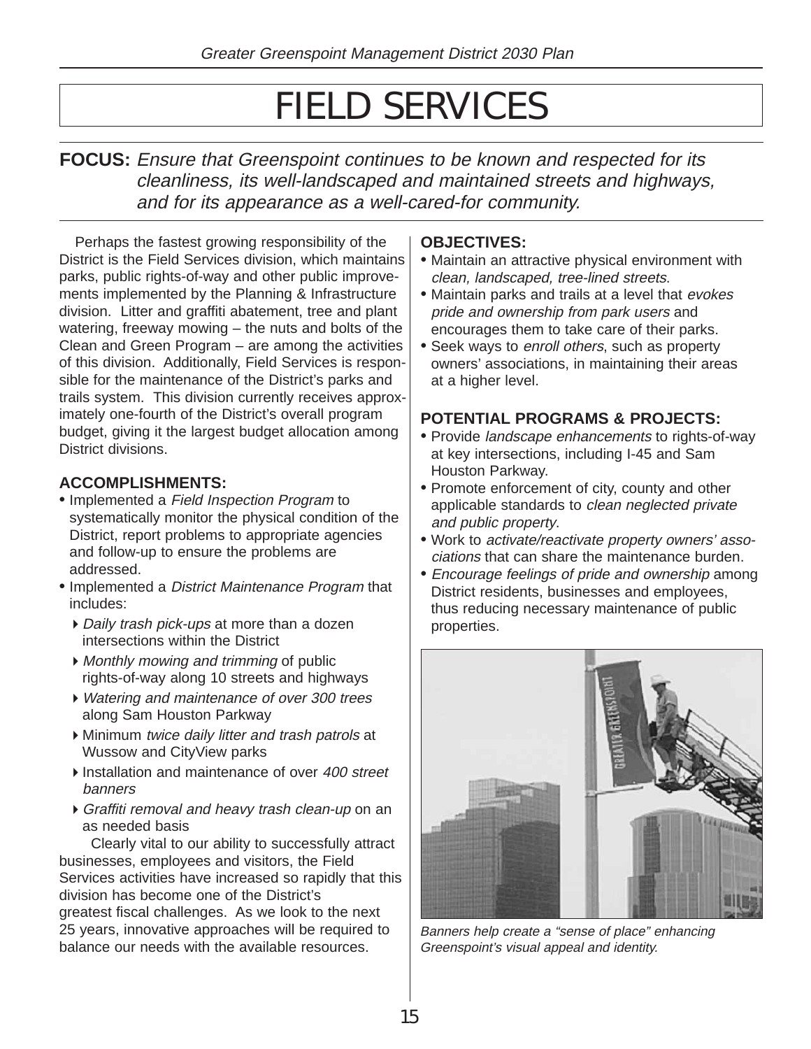# FIELD SERVICES

**FOCUS:** *Ensure that Greenspoint continues to be known and respected for its cleanliness, its well-landscaped and maintained streets and highways, and for its appearance as a well-cared-for community.*

Perhaps the fastest growing responsibility of the District is the Field Services division, which maintains parks, public rights-of-way and other public improvements implemented by the Planning & Infrastructure division. Litter and graffiti abatement, tree and plant watering, freeway mowing – the nuts and bolts of the Clean and Green Program – are among the activities of this division. Additionally, Field Services is responsible for the maintenance of the District's parks and trails system. This division currently receives approximately one-fourth of the District's overall program budget, giving it the largest budget allocation among District divisions.

### ACCOMPLISHMENTS:

- Implemented a *Field Inspection Program* to systematically monitor the physical condition of the District, report problems to appropriate agencies and follow-up to ensure the problems are addressed.
- Implemented a *District Maintenance Program* that includes:
  - *Daily trash pick-ups* at more than a dozen intersections within the District
  - *Monthly mowing and trimming* of public rights-of-way along 10 streets and highways
  - *Watering and maintenance of over 300 trees* along Sam Houston Parkway
  - Minimum *twice daily litter and trash patrols* at Wussow and CityView parks
  - Installation and maintenance of over *400 street banners*
  - *Graffiti removal and heavy trash clean-up* on an as needed basis

Clearly vital to our ability to successfully attract businesses, employees and visitors, the Field Services activities have increased so rapidly that this division has become one of the District's greatest fiscal challenges. As we look to the next 25 years, innovative approaches will be required to balance our needs with the available resources.

### OBJECTIVES:

- Maintain an attractive physical environment with *clean, landscaped, tree-lined streets*.
- Maintain parks and trails at a level that *evokes pride and ownership from park users* and encourages them to take care of their parks.
- Seek ways to *enroll others*, such as property owners' associations, in maintaining their areas at a higher level.

### POTENTIAL PROGRAMS & PROJECTS:

- Provide *landscape enhancements* to rights-of-way at key intersections, including I-45 and Sam Houston Parkway.
- Promote enforcement of city, county and other applicable standards to *clean neglected private and public property*.
- Work to *activate/reactivate property owners' associations* that can share the maintenance burden.
- *Encourage feelings of pride and ownership* among District residents, businesses and employees, thus reducing necessary maintenance of public properties.

*Banners help create a "sense of place" enhancing Greenspoint's visual appeal and identity.*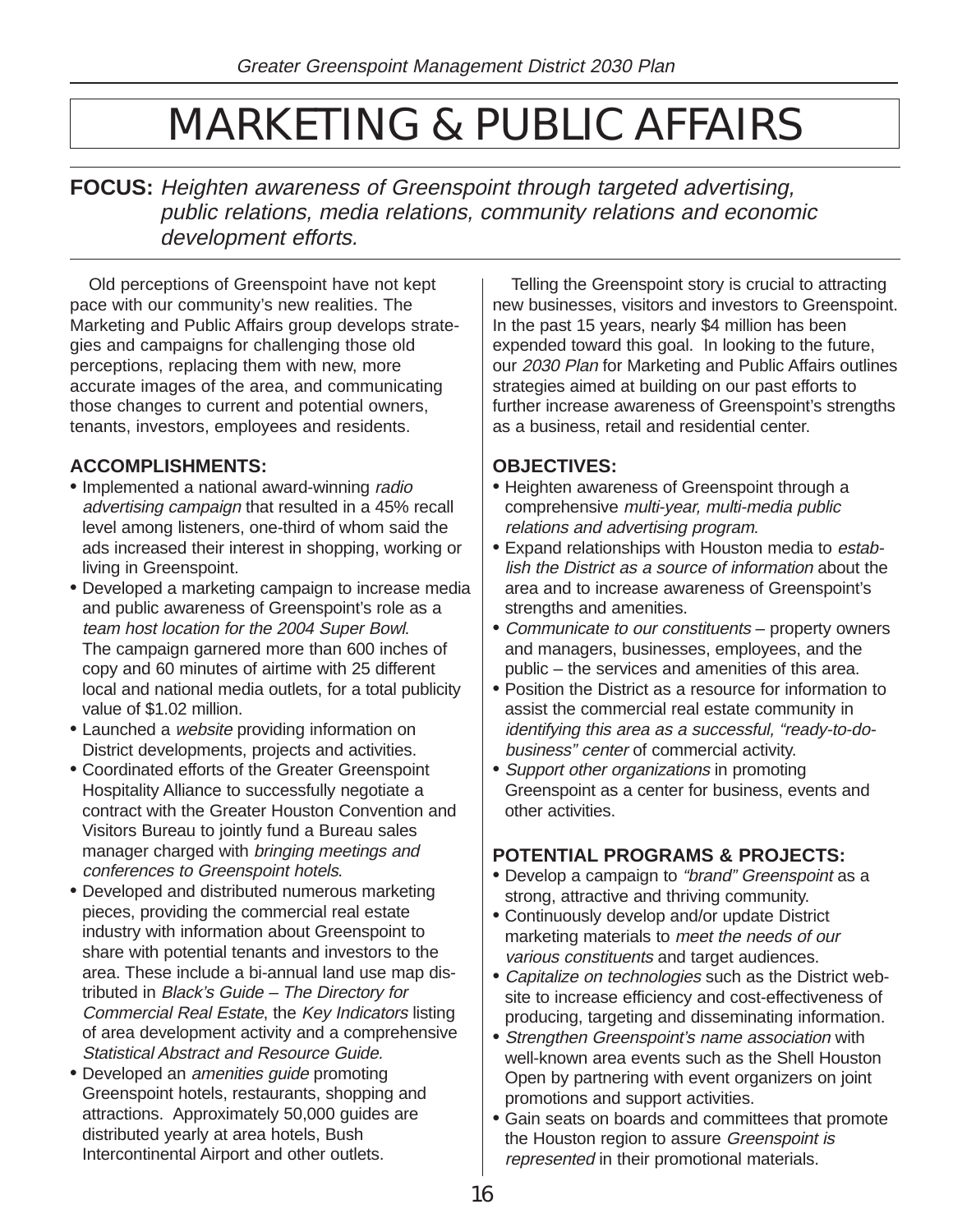# MARKETING & PUBLIC AFFAIRS

**FOCUS:** *Heighten awareness of Greenspoint through targeted advertising, public relations, media relations, community relations and economic development efforts.*

Old perceptions of Greenspoint have not kept pace with our community's new realities. The Marketing and Public Affairs group develops strategies and campaigns for challenging those old perceptions, replacing them with new, more accurate images of the area, and communicating those changes to current and potential owners, tenants, investors, employees and residents.

Telling the Greenspoint story is crucial to attracting new businesses, visitors and investors to Greenspoint. In the past 15 years, nearly $4 million has been expended toward this goal. In looking to the future, our *2030 Plan* for Marketing and Public Affairs outlines strategies aimed at building on our past efforts to further increase awareness of Greenspoint's strengths as a business, retail and residential center.

## ACCOMPLISHMENTS:

- Implemented a national award-winning *radio advertising campaign* that resulted in a 45% recall level among listeners, one-third of whom said the ads increased their interest in shopping, working or living in Greenspoint.
- Developed a marketing campaign to increase media and public awareness of Greenspoint's role as a *team host location for the 2004 Super Bowl*. The campaign garnered more than 600 inches of copy and 60 minutes of airtime with 25 different local and national media outlets, for a total publicity value of $1.02 million.
- Launched a *website* providing information on District developments, projects and activities.
- Coordinated efforts of the Greater Greenspoint Hospitality Alliance to successfully negotiate a contract with the Greater Houston Convention and Visitors Bureau to jointly fund a Bureau sales manager charged with *bringing meetings and conferences to Greenspoint hotels*.
- Developed and distributed numerous marketing pieces, providing the commercial real estate industry with information about Greenspoint to share with potential tenants and investors to the area. These include a bi-annual land use map distributed in *Black's Guide – The Directory for Commercial Real Estate*, the *Key Indicators* listing of area development activity and a comprehensive *Statistical Abstract and Resource Guide.*
- Developed an *amenities guide* promoting Greenspoint hotels, restaurants, shopping and attractions. Approximately 50,000 guides are distributed yearly at area hotels, Bush Intercontinental Airport and other outlets.

## OBJECTIVES:

- Heighten awareness of Greenspoint through a comprehensive *multi-year, multi-media public relations and advertising program*.
- Expand relationships with Houston media to *establish the District as a source of information* about the area and to increase awareness of Greenspoint's strengths and amenities.
- *Communicate to our constituents* – property owners and managers, businesses, employees, and the public – the services and amenities of this area.
- Position the District as a resource for information to assist the commercial real estate community in *identifying this area as a successful, "ready-to-do-business" center* of commercial activity.
- *Support other organizations* in promoting Greenspoint as a center for business, events and other activities.

## POTENTIAL PROGRAMS & PROJECTS:

- Develop a campaign to *"brand" Greenspoint* as a strong, attractive and thriving community.
- Continuously develop and/or update District marketing materials to *meet the needs of our various constituents* and target audiences.
- *Capitalize on technologies* such as the District website to increase efficiency and cost-effectiveness of producing, targeting and disseminating information.
- *Strengthen Greenspoint's name association* with well-known area events such as the Shell Houston Open by partnering with event organizers on joint promotions and support activities.
- Gain seats on boards and committees that promote the Houston region to assure *Greenspoint is represented* in their promotional materials.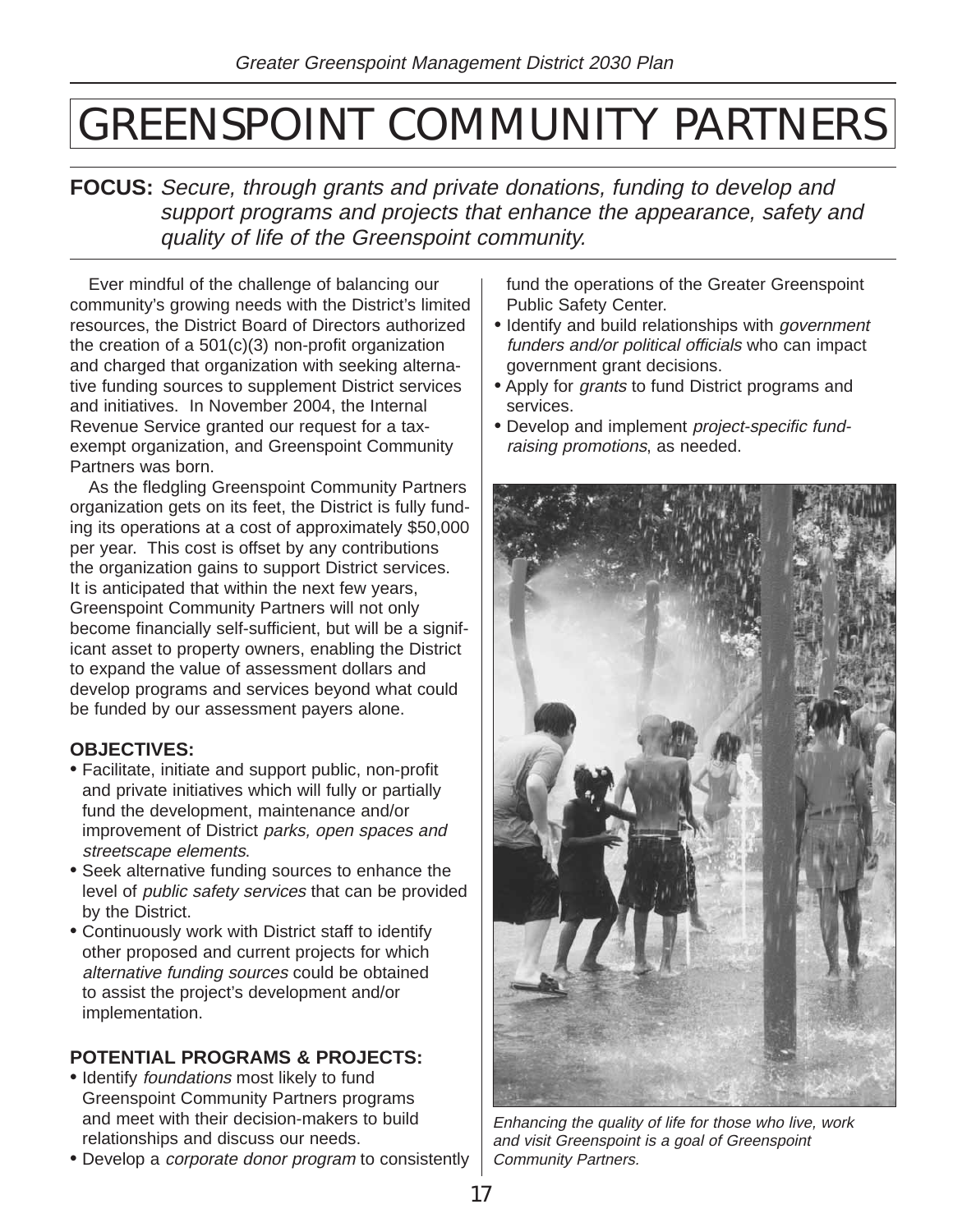# GREENSPOINT COMMUNITY PARTNERS

**FOCUS:** *Secure, through grants and private donations, funding to develop and support programs and projects that enhance the appearance, safety and quality of life of the Greenspoint community.*

Ever mindful of the challenge of balancing our community's growing needs with the District's limited resources, the District Board of Directors authorized the creation of a 501(c)(3) non-profit organization and charged that organization with seeking alternative funding sources to supplement District services and initiatives. In November 2004, the Internal Revenue Service granted our request for a tax-exempt organization, and Greenspoint Community Partners was born.

As the fledgling Greenspoint Community Partners organization gets on its feet, the District is fully funding its operations at a cost of approximately $50,000 per year. This cost is offset by any contributions the organization gains to support District services. It is anticipated that within the next few years, Greenspoint Community Partners will not only become financially self-sufficient, but will be a significant asset to property owners, enabling the District to expand the value of assessment dollars and develop programs and services beyond what could be funded by our assessment payers alone.

### OBJECTIVES:

- Facilitate, initiate and support public, non-profit and private initiatives which will fully or partially fund the development, maintenance and/or improvement of District *parks, open spaces and streetscape elements*.
- Seek alternative funding sources to enhance the level of *public safety services* that can be provided by the District.
- Continuously work with District staff to identify other proposed and current projects for which *alternative funding sources* could be obtained to assist the project's development and/or implementation.

### POTENTIAL PROGRAMS & PROJECTS:

- Identify *foundations* most likely to fund Greenspoint Community Partners programs and meet with their decision-makers to build relationships and discuss our needs.
- Develop a *corporate donor program* to consistently fund the operations of the Greater Greenspoint Public Safety Center.
- Identify and build relationships with *government funders and/or political officials* who can impact government grant decisions.
- Apply for *grants* to fund District programs and services.
- Develop and implement *project-specific fund-raising promotions*, as needed.

*Enhancing the quality of life for those who live, work and visit Greenspoint is a goal of Greenspoint Community Partners.*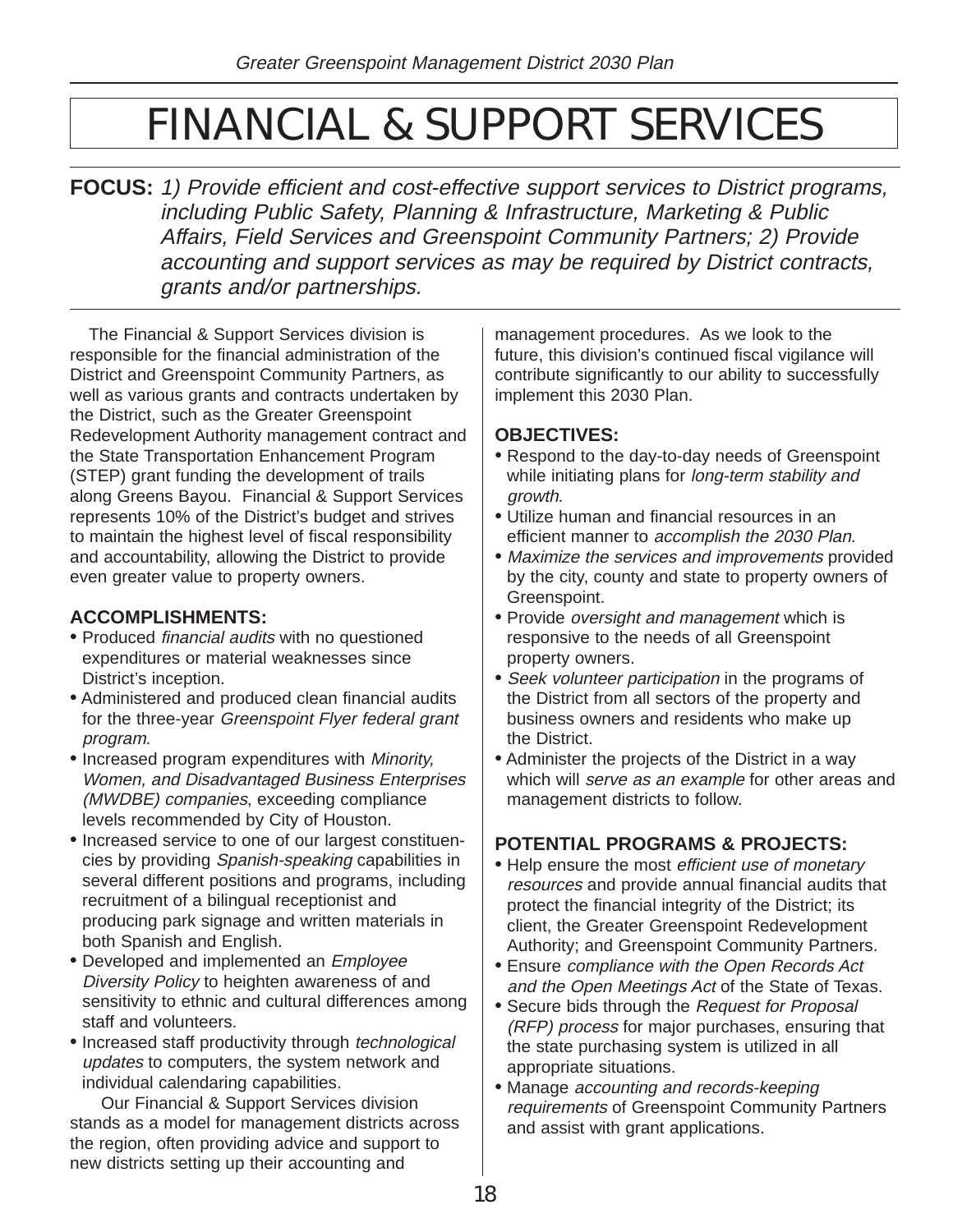# FINANCIAL & SUPPORT SERVICES

**FOCUS:** *1) Provide efficient and cost-effective support services to District programs, including Public Safety, Planning & Infrastructure, Marketing & Public Affairs, Field Services and Greenspoint Community Partners; 2) Provide accounting and support services as may be required by District contracts, grants and/or partnerships.*

The Financial & Support Services division is responsible for the financial administration of the District and Greenspoint Community Partners, as well as various grants and contracts undertaken by the District, such as the Greater Greenspoint Redevelopment Authority management contract and the State Transportation Enhancement Program (STEP) grant funding the development of trails along Greens Bayou. Financial & Support Services represents 10% of the District's budget and strives to maintain the highest level of fiscal responsibility and accountability, allowing the District to provide even greater value to property owners.

### ACCOMPLISHMENTS:

- Produced *financial audits* with no questioned expenditures or material weaknesses since District's inception.
- Administered and produced clean financial audits for the three-year *Greenspoint Flyer federal grant program*.
- Increased program expenditures with *Minority, Women, and Disadvantaged Business Enterprises (MWDBE) companies*, exceeding compliance levels recommended by City of Houston.
- Increased service to one of our largest constituencies by providing *Spanish-speaking* capabilities in several different positions and programs, including recruitment of a bilingual receptionist and producing park signage and written materials in both Spanish and English.
- Developed and implemented an *Employee Diversity Policy* to heighten awareness of and sensitivity to ethnic and cultural differences among staff and volunteers.
- Increased staff productivity through *technological updates* to computers, the system network and individual calendaring capabilities.

Our Financial & Support Services division stands as a model for management districts across the region, often providing advice and support to new districts setting up their accounting and management procedures. As we look to the future, this division's continued fiscal vigilance will contribute significantly to our ability to successfully implement this 2030 Plan.

### OBJECTIVES:

- Respond to the day-to-day needs of Greenspoint while initiating plans for *long-term stability and growth*.
- Utilize human and financial resources in an efficient manner to *accomplish the 2030 Plan*.
- *Maximize the services and improvements* provided by the city, county and state to property owners of Greenspoint.
- Provide *oversight and management* which is responsive to the needs of all Greenspoint property owners.
- *Seek volunteer participation* in the programs of the District from all sectors of the property and business owners and residents who make up the District.
- Administer the projects of the District in a way which will *serve as an example* for other areas and management districts to follow.

### POTENTIAL PROGRAMS & PROJECTS:

- Help ensure the most *efficient use of monetary resources* and provide annual financial audits that protect the financial integrity of the District; its client, the Greater Greenspoint Redevelopment Authority; and Greenspoint Community Partners.
- Ensure *compliance with the Open Records Act and the Open Meetings Act* of the State of Texas.
- Secure bids through the *Request for Proposal (RFP) process* for major purchases, ensuring that the state purchasing system is utilized in all appropriate situations.
- Manage *accounting and records-keeping requirements* of Greenspoint Community Partners and assist with grant applications.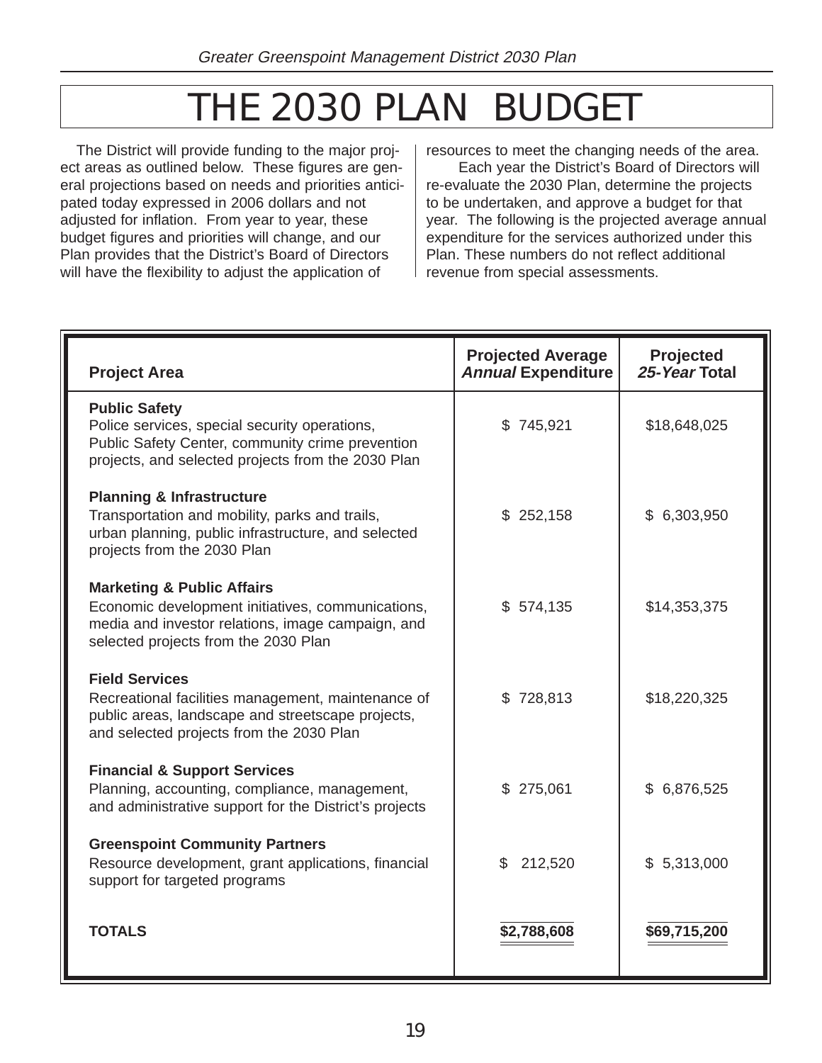# THE 2030 PLAN BUDGET

The District will provide funding to the major project areas as outlined below. These figures are general projections based on needs and priorities anticipated today expressed in 2006 dollars and not adjusted for inflation. From year to year, these budget figures and priorities will change, and our Plan provides that the District's Board of Directors will have the flexibility to adjust the application of resources to meet the changing needs of the area.

Each year the District's Board of Directors will re-evaluate the 2030 Plan, determine the projects to be undertaken, and approve a budget for that year. The following is the projected average annual expenditure for the services authorized under this Plan. These numbers do not reflect additional revenue from special assessments.

| Project Area | Projected Average *Annual* Expenditure | Projected *25-Year* Total |
|---|---|---|
| **Public Safety**<br>Police services, special security operations, Public Safety Center, community crime prevention projects, and selected projects from the 2030 Plan | $ 745,921 | $18,648,025 |
| **Planning & Infrastructure**<br>Transportation and mobility, parks and trails, urban planning, public infrastructure, and selected projects from the 2030 Plan | $ 252,158 | $ 6,303,950 |
| **Marketing & Public Affairs**<br>Economic development initiatives, communications, media and investor relations, image campaign, and selected projects from the 2030 Plan | $ 574,135 | $14,353,375 |
| **Field Services**<br>Recreational facilities management, maintenance of public areas, landscape and streetscape projects, and selected projects from the 2030 Plan | $ 728,813 | $18,220,325 |
| **Financial & Support Services**<br>Planning, accounting, compliance, management, and administrative support for the District's projects | $ 275,061 | $ 6,876,525 |
| **Greenspoint Community Partners**<br>Resource development, grant applications, financial support for targeted programs | $ 212,520 | $ 5,313,000 |
| **TOTALS** | **$2,788,608** | **$69,715,200** |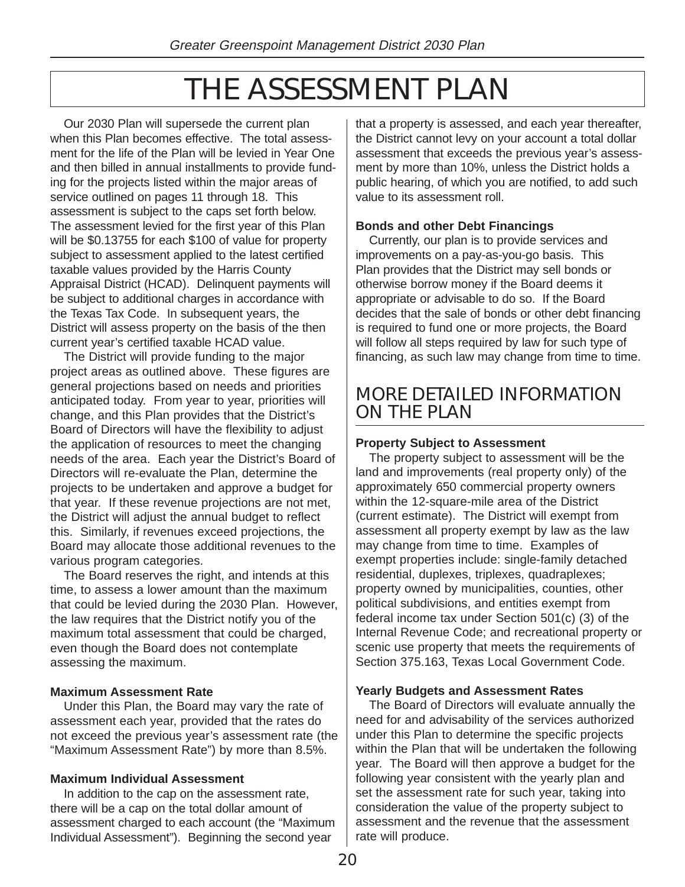# THE ASSESSMENT PLAN

Our 2030 Plan will supersede the current plan when this Plan becomes effective. The total assessment for the life of the Plan will be levied in Year One and then billed in annual installments to provide funding for the projects listed within the major areas of service outlined on pages 11 through 18. This assessment is subject to the caps set forth below. The assessment levied for the first year of this Plan will be $0.13755 for each $100 of value for property subject to assessment applied to the latest certified taxable values provided by the Harris County Appraisal District (HCAD). Delinquent payments will be subject to additional charges in accordance with the Texas Tax Code. In subsequent years, the District will assess property on the basis of the then current year's certified taxable HCAD value.

The District will provide funding to the major project areas as outlined above. These figures are general projections based on needs and priorities anticipated today. From year to year, priorities will change, and this Plan provides that the District's Board of Directors will have the flexibility to adjust the application of resources to meet the changing needs of the area. Each year the District's Board of Directors will re-evaluate the Plan, determine the projects to be undertaken and approve a budget for that year. If these revenue projections are not met, the District will adjust the annual budget to reflect this. Similarly, if revenues exceed projections, the Board may allocate those additional revenues to the various program categories.

The Board reserves the right, and intends at this time, to assess a lower amount than the maximum that could be levied during the 2030 Plan. However, the law requires that the District notify you of the maximum total assessment that could be charged, even though the Board does not contemplate assessing the maximum.

**Maximum Assessment Rate**

Under this Plan, the Board may vary the rate of assessment each year, provided that the rates do not exceed the previous year's assessment rate (the "Maximum Assessment Rate") by more than 8.5%.

**Maximum Individual Assessment**

In addition to the cap on the assessment rate, there will be a cap on the total dollar amount of assessment charged to each account (the "Maximum Individual Assessment"). Beginning the second year that a property is assessed, and each year thereafter, the District cannot levy on your account a total dollar assessment that exceeds the previous year's assessment by more than 10%, unless the District holds a public hearing, of which you are notified, to add such value to its assessment roll.

**Bonds and other Debt Financings**

Currently, our plan is to provide services and improvements on a pay-as-you-go basis. This Plan provides that the District may sell bonds or otherwise borrow money if the Board deems it appropriate or advisable to do so. If the Board decides that the sale of bonds or other debt financing is required to fund one or more projects, the Board will follow all steps required by law for such type of financing, as such law may change from time to time.

## MORE DETAILED INFORMATION ON THE PLAN

**Property Subject to Assessment**

The property subject to assessment will be the land and improvements (real property only) of the approximately 650 commercial property owners within the 12-square-mile area of the District (current estimate). The District will exempt from assessment all property exempt by law as the law may change from time to time. Examples of exempt properties include: single-family detached residential, duplexes, triplexes, quadraplexes; property owned by municipalities, counties, other political subdivisions, and entities exempt from federal income tax under Section 501(c) (3) of the Internal Revenue Code; and recreational property or scenic use property that meets the requirements of Section 375.163, Texas Local Government Code.

**Yearly Budgets and Assessment Rates**

The Board of Directors will evaluate annually the need for and advisability of the services authorized under this Plan to determine the specific projects within the Plan that will be undertaken the following year. The Board will then approve a budget for the following year consistent with the yearly plan and set the assessment rate for such year, taking into consideration the value of the property subject to assessment and the revenue that the assessment rate will produce.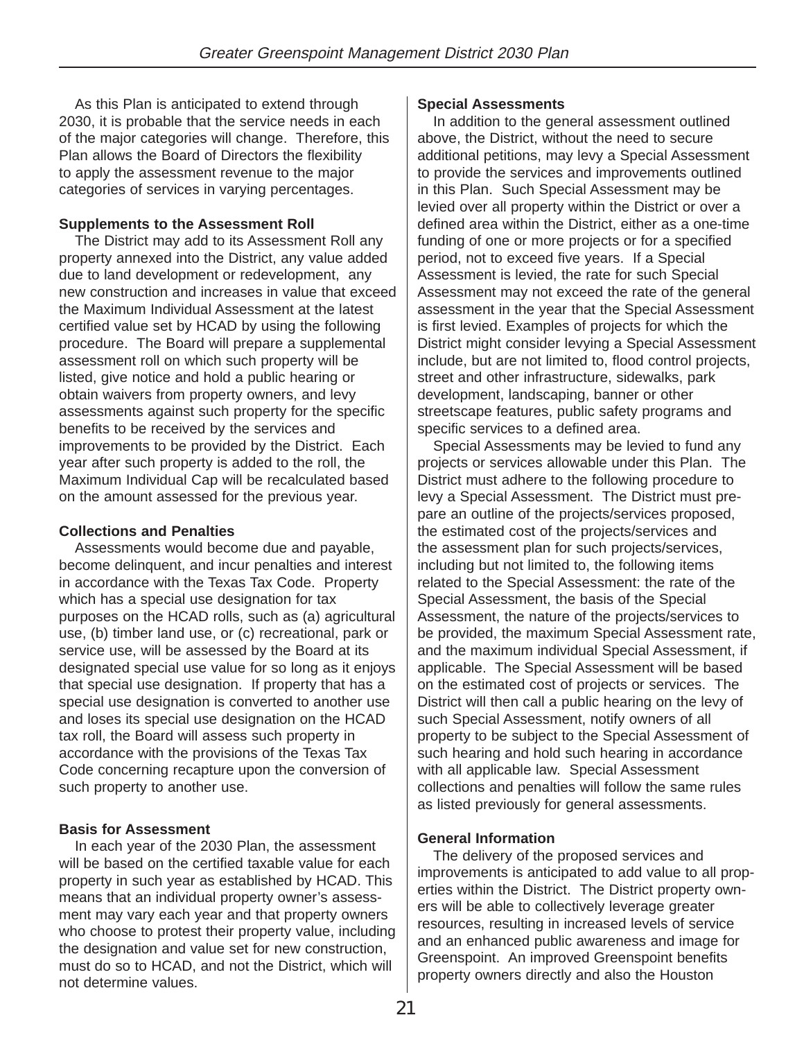As this Plan is anticipated to extend through 2030, it is probable that the service needs in each of the major categories will change. Therefore, this Plan allows the Board of Directors the flexibility to apply the assessment revenue to the major categories of services in varying percentages.

**Supplements to the Assessment Roll**

The District may add to its Assessment Roll any property annexed into the District, any value added due to land development or redevelopment, any new construction and increases in value that exceed the Maximum Individual Assessment at the latest certified value set by HCAD by using the following procedure. The Board will prepare a supplemental assessment roll on which such property will be listed, give notice and hold a public hearing or obtain waivers from property owners, and levy assessments against such property for the specific benefits to be received by the services and improvements to be provided by the District. Each year after such property is added to the roll, the Maximum Individual Cap will be recalculated based on the amount assessed for the previous year.

**Collections and Penalties**

Assessments would become due and payable, become delinquent, and incur penalties and interest in accordance with the Texas Tax Code. Property which has a special use designation for tax purposes on the HCAD rolls, such as (a) agricultural use, (b) timber land use, or (c) recreational, park or service use, will be assessed by the Board at its designated special use value for so long as it enjoys that special use designation. If property that has a special use designation is converted to another use and loses its special use designation on the HCAD tax roll, the Board will assess such property in accordance with the provisions of the Texas Tax Code concerning recapture upon the conversion of such property to another use.

**Basis for Assessment**

In each year of the 2030 Plan, the assessment will be based on the certified taxable value for each property in such year as established by HCAD. This means that an individual property owner's assessment may vary each year and that property owners who choose to protest their property value, including the designation and value set for new construction, must do so to HCAD, and not the District, which will not determine values.

**Special Assessments**

In addition to the general assessment outlined above, the District, without the need to secure additional petitions, may levy a Special Assessment to provide the services and improvements outlined in this Plan. Such Special Assessment may be levied over all property within the District or over a defined area within the District, either as a one-time funding of one or more projects or for a specified period, not to exceed five years. If a Special Assessment is levied, the rate for such Special Assessment may not exceed the rate of the general assessment in the year that the Special Assessment is first levied. Examples of projects for which the District might consider levying a Special Assessment include, but are not limited to, flood control projects, street and other infrastructure, sidewalks, park development, landscaping, banner or other streetscape features, public safety programs and specific services to a defined area.

Special Assessments may be levied to fund any projects or services allowable under this Plan. The District must adhere to the following procedure to levy a Special Assessment. The District must prepare an outline of the projects/services proposed, the estimated cost of the projects/services and the assessment plan for such projects/services, including but not limited to, the following items related to the Special Assessment: the rate of the Special Assessment, the basis of the Special Assessment, the nature of the projects/services to be provided, the maximum Special Assessment rate, and the maximum individual Special Assessment, if applicable. The Special Assessment will be based on the estimated cost of projects or services. The District will then call a public hearing on the levy of such Special Assessment, notify owners of all property to be subject to the Special Assessment of such hearing and hold such hearing in accordance with all applicable law. Special Assessment collections and penalties will follow the same rules as listed previously for general assessments.

**General Information**

The delivery of the proposed services and improvements is anticipated to add value to all properties within the District. The District property owners will be able to collectively leverage greater resources, resulting in increased levels of service and an enhanced public awareness and image for Greenspoint. An improved Greenspoint benefits property owners directly and also the Houston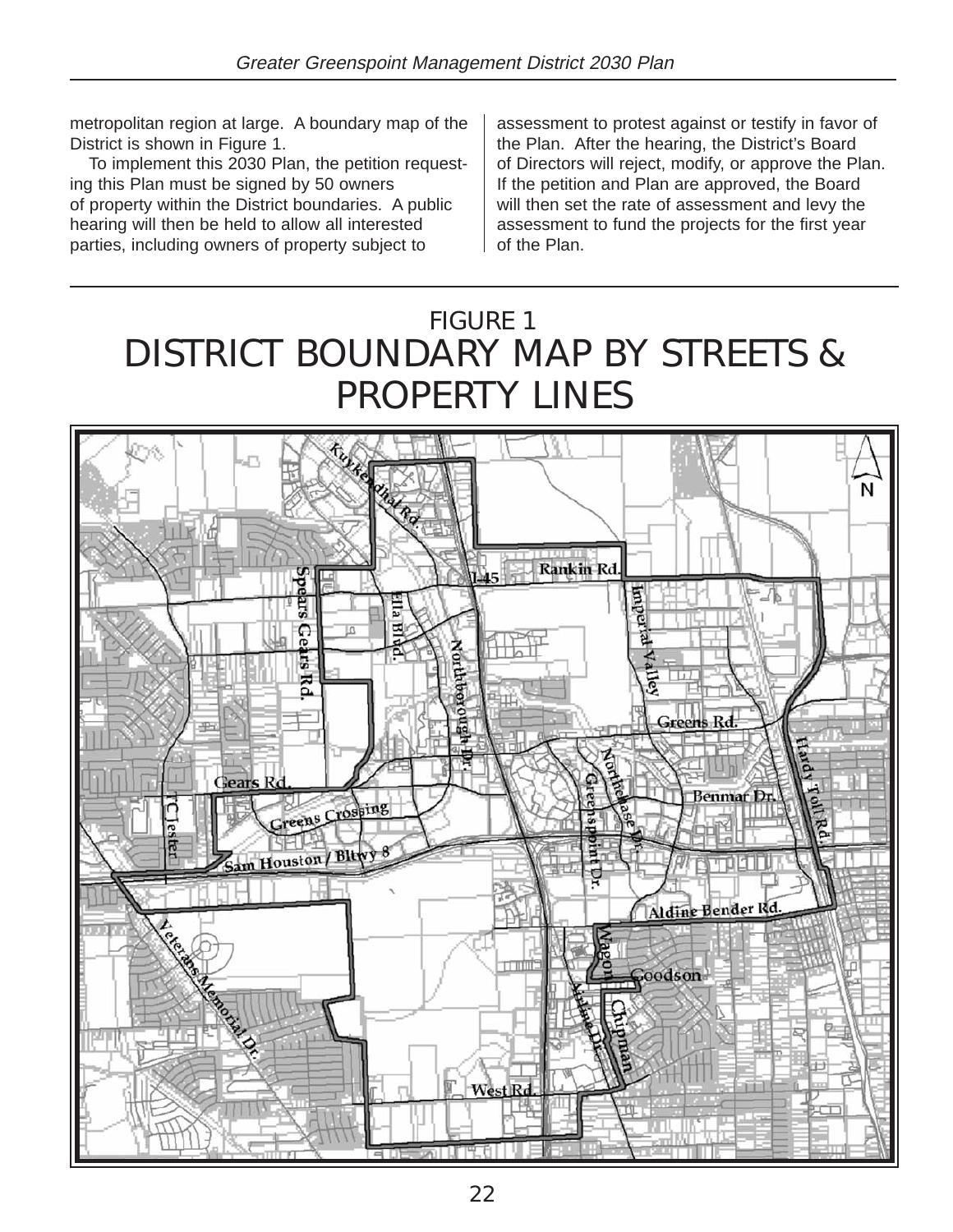metropolitan region at large. A boundary map of the District is shown in Figure 1.

To implement this 2030 Plan, the petition requesting this Plan must be signed by 50 owners of property within the District boundaries. A public hearing will then be held to allow all interested parties, including owners of property subject to assessment to protest against or testify in favor of the Plan. After the hearing, the District's Board of Directors will reject, modify, or approve the Plan. If the petition and Plan are approved, the Board will then set the rate of assessment and levy the assessment to fund the projects for the first year of the Plan.

## FIGURE 1
# DISTRICT BOUNDARY MAP BY STREETS & PROPERTY LINES

Kuykendahl Rd.
I-45
Rankin Rd.
Spears Gears Rd.
Ella Blvd.
Northborough Dr.
Imperial Valley
Greens Rd.
Hardy Toll Rd.
Northchase Dr.
Greenspoint Dr.
Benmar Dr.
Gears Rd.
TC Jester
Greens Crossing
Sam Houston / Bltwy 8
Aldine Bender Rd.
Veterans Memorial Dr.
Wagon
Goodson
Chipman
Aldine Dr.
West Rd.
N